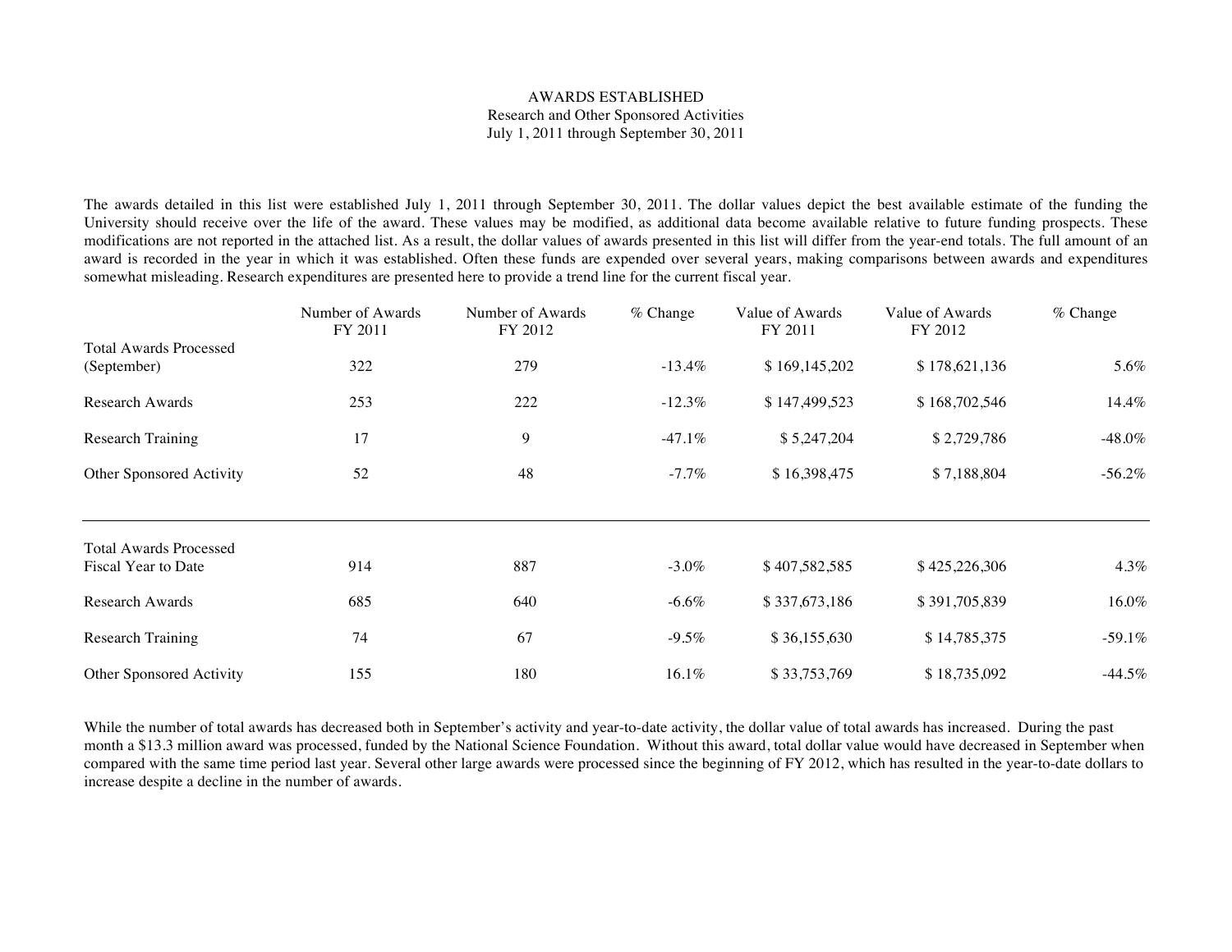# AWARDS ESTABLISHED

## Research and Other Sponsored Activities

## July 1, 2011 through September 30, 2011

The awards detailed in this list were established July 1, 2011 through September 30, 2011. The dollar values depict the best available estimate of the funding the University should receive over the life of the award. These values may be modified, as additional data become available relative to future funding prospects. These modifications are not reported in the attached list. As a result, the dollar values of awards presented in this list will differ from the year-end totals. The full amount of an award is recorded in the year in which it was established. Often these funds are expended over several years, making comparisons between awards and expenditures somewhat misleading. Research expenditures are presented here to provide a trend line for the current fiscal year.

| | Number of Awards FY 2011 | Number of Awards FY 2012 | % Change | Value of Awards FY 2011 | Value of Awards FY 2012 | % Change |
|---|---|---|---|---|---|---|
| Total Awards Processed (September) | 322 | 279 | -13.4% | $ 169,145,202 | $ 178,621,136 | 5.6% |
| Research Awards | 253 | 222 | -12.3% | $ 147,499,523 | $ 168,702,546 | 14.4% |
| Research Training | 17 | 9 | -47.1% | $ 5,247,204 | $ 2,729,786 | -48.0% |
| Other Sponsored Activity | 52 | 48 | -7.7% | $ 16,398,475 | $ 7,188,804 | -56.2% |
| Total Awards Processed Fiscal Year to Date | 914 | 887 | -3.0% | $ 407,582,585 | $ 425,226,306 | 4.3% |
| Research Awards | 685 | 640 | -6.6% | $ 337,673,186 | $ 391,705,839 | 16.0% |
| Research Training | 74 | 67 | -9.5% | $ 36,155,630 | $ 14,785,375 | -59.1% |
| Other Sponsored Activity | 155 | 180 | 16.1% | $ 33,753,769 | $ 18,735,092 | -44.5% |

While the number of total awards has decreased both in September's activity and year-to-date activity, the dollar value of total awards has increased. During the past month a $13.3 million award was processed, funded by the National Science Foundation. Without this award, total dollar value would have decreased in September when compared with the same time period last year. Several other large awards were processed since the beginning of FY 2012, which has resulted in the year-to-date dollars to increase despite a decline in the number of awards.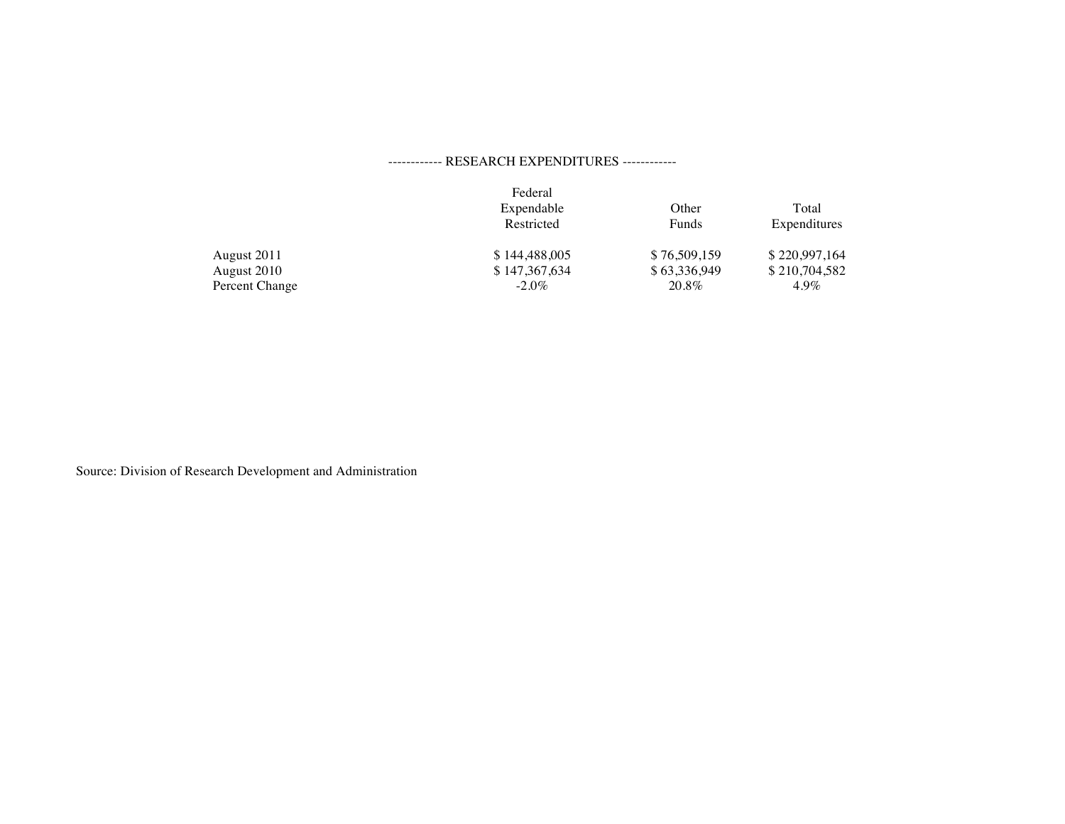------------ RESEARCH EXPENDITURES ------------

| | Federal Expendable Restricted | Other Funds | Total Expenditures |
|---|---|---|---|
| August 2011 | $ 144,488,005 | $ 76,509,159 | $ 220,997,164 |
| August 2010 | $ 147,367,634 | $ 63,336,949 | $ 210,704,582 |
| Percent Change | -2.0% | 20.8% | 4.9% |

Source: Division of Research Development and Administration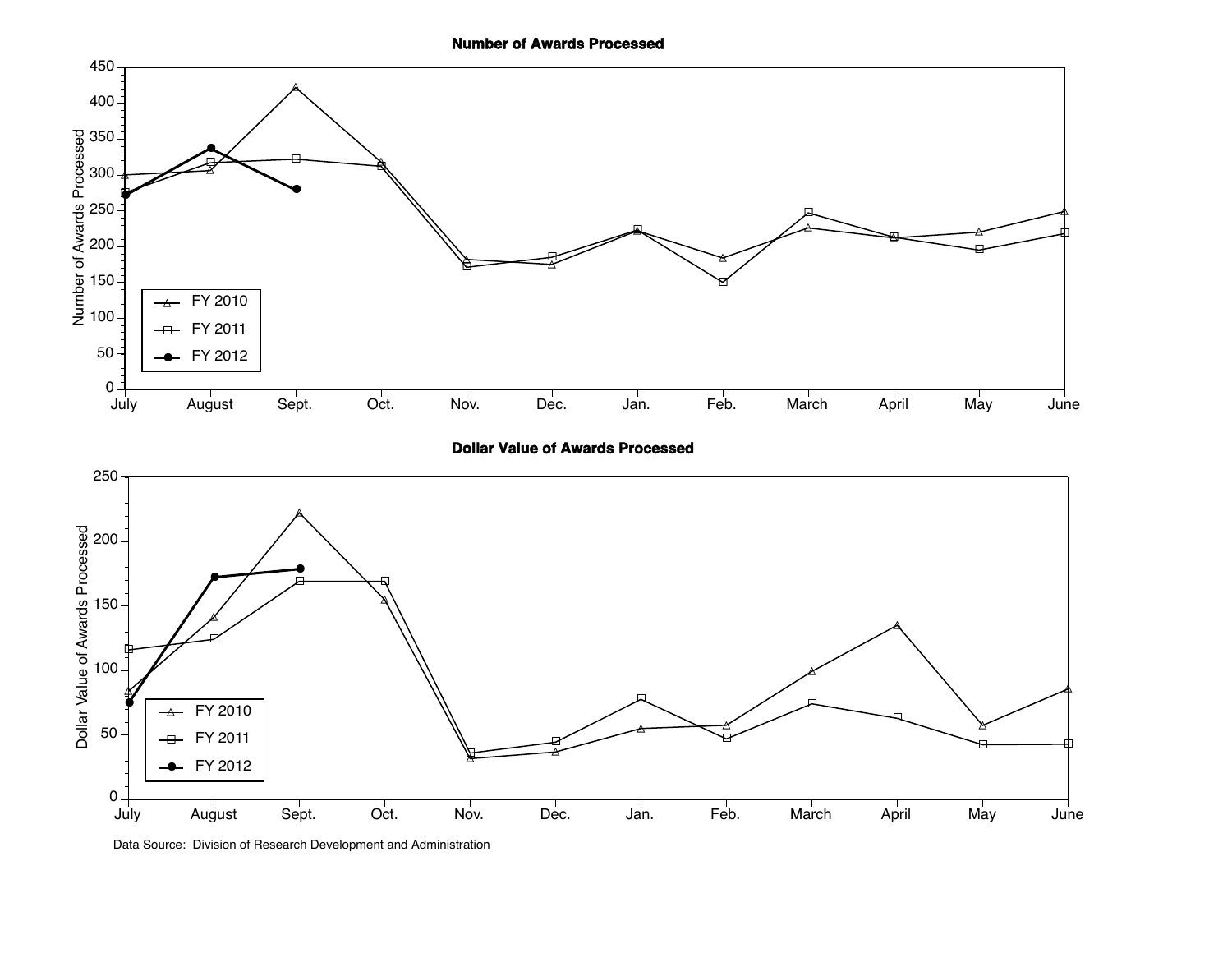**Number of Awards Processed**

**Dollar Value of Awards Processed**

Data Source: Division of Research Development and Administration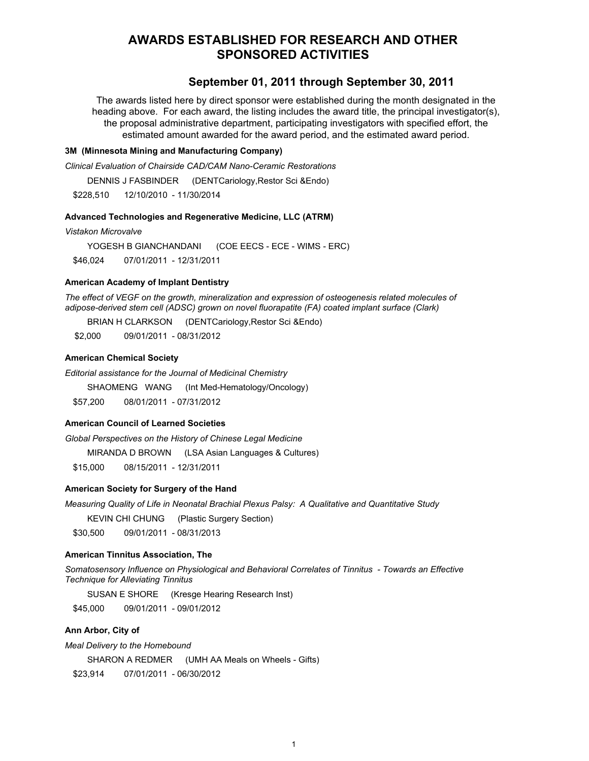# AWARDS ESTABLISHED FOR RESEARCH AND OTHER SPONSORED ACTIVITIES

## September 01, 2011 through September 30, 2011

The awards listed here by direct sponsor were established during the month designated in the heading above. For each award, the listing includes the award title, the principal investigator(s), the proposal administrative department, participating investigators with specified effort, the estimated amount awarded for the award period, and the estimated award period.

**3M (Minnesota Mining and Manufacturing Company)**

*Clinical Evaluation of Chairside CAD/CAM Nano-Ceramic Restorations*

DENNIS J FASBINDER (DENTCariology,Restor Sci &Endo)

$228,510 12/10/2010 - 11/30/2014

**Advanced Technologies and Regenerative Medicine, LLC (ATRM)**

*Vistakon Microvalve*

YOGESH B GIANCHANDANI (COE EECS - ECE - WIMS - ERC)

$46,024 07/01/2011 - 12/31/2011

**American Academy of Implant Dentistry**

*The effect of VEGF on the growth, mineralization and expression of osteogenesis related molecules of adipose-derived stem cell (ADSC) grown on novel fluorapatite (FA) coated implant surface (Clark)*

BRIAN H CLARKSON (DENTCariology,Restor Sci &Endo)

$2,000 09/01/2011 - 08/31/2012

**American Chemical Society**

*Editorial assistance for the Journal of Medicinal Chemistry*

SHAOMENG WANG (Int Med-Hematology/Oncology)

$57,200 08/01/2011 - 07/31/2012

**American Council of Learned Societies**

*Global Perspectives on the History of Chinese Legal Medicine*

MIRANDA D BROWN (LSA Asian Languages & Cultures)

$15,000 08/15/2011 - 12/31/2011

**American Society for Surgery of the Hand**

*Measuring Quality of Life in Neonatal Brachial Plexus Palsy: A Qualitative and Quantitative Study*

KEVIN CHI CHUNG (Plastic Surgery Section)

$30,500 09/01/2011 - 08/31/2013

**American Tinnitus Association, The**

*Somatosensory Influence on Physiological and Behavioral Correlates of Tinnitus - Towards an Effective Technique for Alleviating Tinnitus*

SUSAN E SHORE (Kresge Hearing Research Inst)

$45,000 09/01/2011 - 09/01/2012

**Ann Arbor, City of**

*Meal Delivery to the Homebound*

SHARON A REDMER (UMH AA Meals on Wheels - Gifts)

$23,914 07/01/2011 - 06/30/2012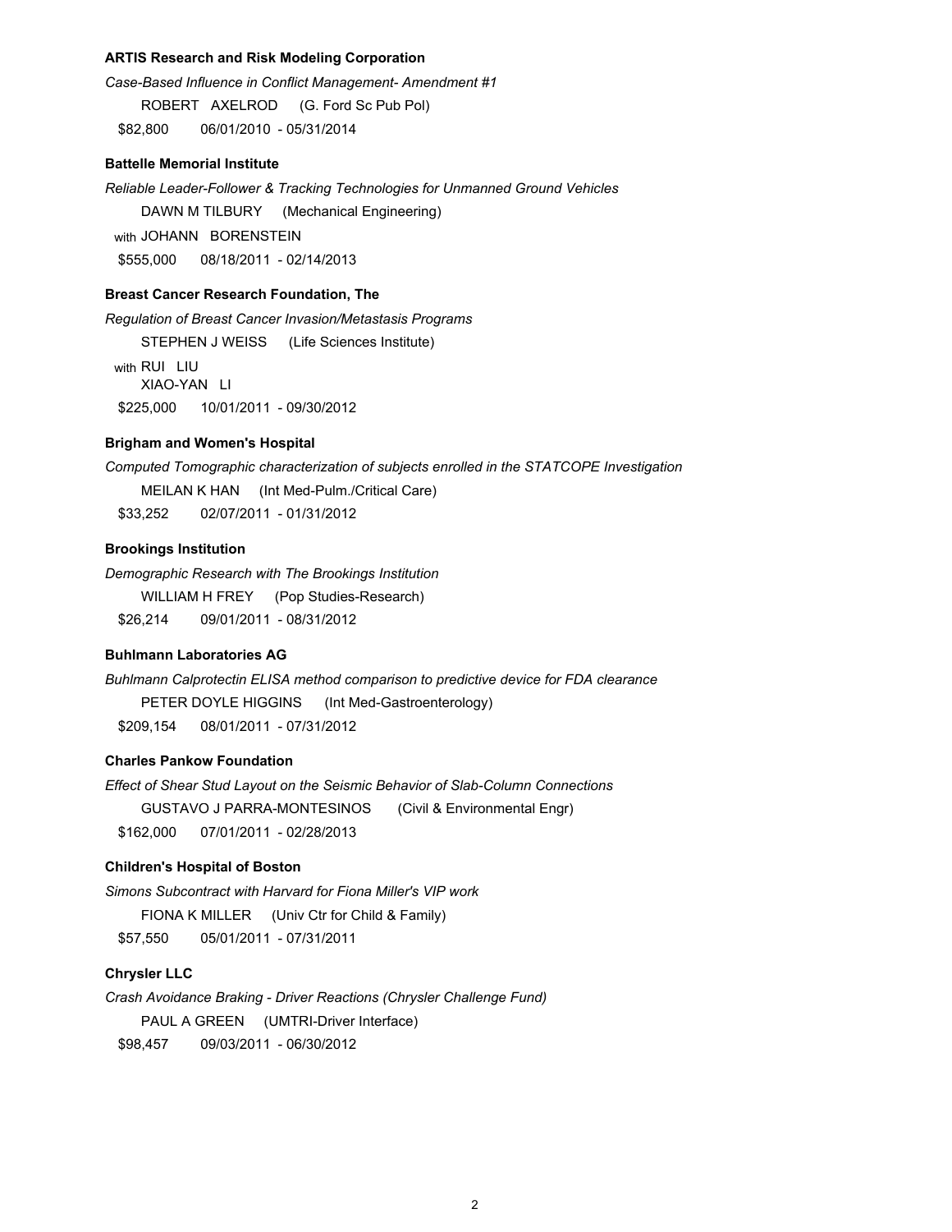**ARTIS Research and Risk Modeling Corporation**

*Case-Based Influence in Conflict Management- Amendment #1*

ROBERT AXELROD (G. Ford Sc Pub Pol)

$82,800 06/01/2010 - 05/31/2014

**Battelle Memorial Institute**

*Reliable Leader-Follower & Tracking Technologies for Unmanned Ground Vehicles*

DAWN M TILBURY (Mechanical Engineering)

with JOHANN BORENSTEIN

$555,000 08/18/2011 - 02/14/2013

**Breast Cancer Research Foundation, The**

*Regulation of Breast Cancer Invasion/Metastasis Programs*

STEPHEN J WEISS (Life Sciences Institute)

with RUI LIU
XIAO-YAN LI

$225,000 10/01/2011 - 09/30/2012

**Brigham and Women's Hospital**

*Computed Tomographic characterization of subjects enrolled in the STATCOPE Investigation*

MEILAN K HAN (Int Med-Pulm./Critical Care)

$33,252 02/07/2011 - 01/31/2012

**Brookings Institution**

*Demographic Research with The Brookings Institution*

WILLIAM H FREY (Pop Studies-Research)

$26,214 09/01/2011 - 08/31/2012

**Buhlmann Laboratories AG**

*Buhlmann Calprotectin ELISA method comparison to predictive device for FDA clearance*

PETER DOYLE HIGGINS (Int Med-Gastroenterology)

$209,154 08/01/2011 - 07/31/2012

**Charles Pankow Foundation**

*Effect of Shear Stud Layout on the Seismic Behavior of Slab-Column Connections*

GUSTAVO J PARRA-MONTESINOS (Civil & Environmental Engr)

$162,000 07/01/2011 - 02/28/2013

**Children's Hospital of Boston**

*Simons Subcontract with Harvard for Fiona Miller's VIP work*

FIONA K MILLER (Univ Ctr for Child & Family)

$57,550 05/01/2011 - 07/31/2011

**Chrysler LLC**

*Crash Avoidance Braking - Driver Reactions (Chrysler Challenge Fund)*

PAUL A GREEN (UMTRI-Driver Interface)

$98,457 09/03/2011 - 06/30/2012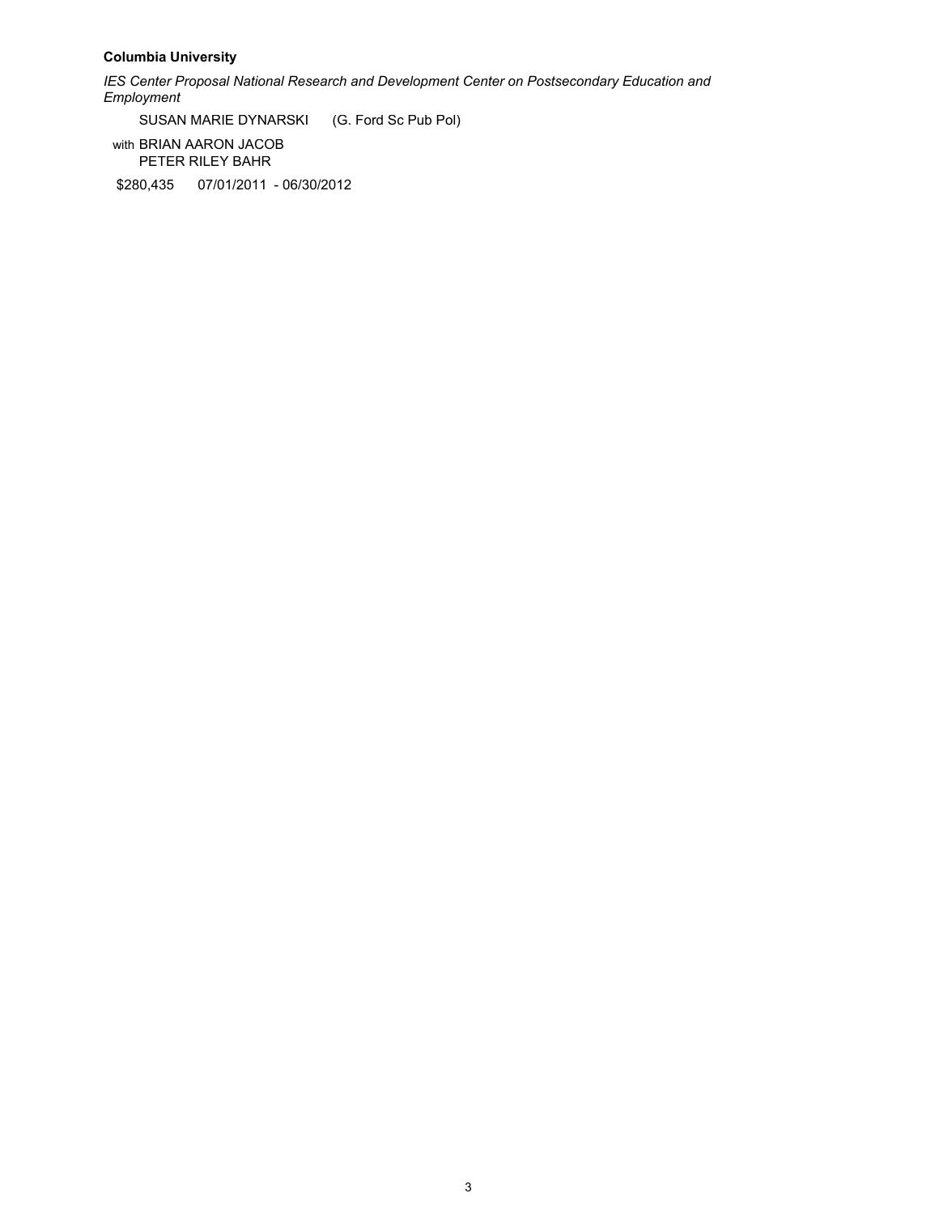**Columbia University**

*IES Center Proposal National Research and Development Center on Postsecondary Education and Employment*

SUSAN MARIE DYNARSKI (G. Ford Sc Pub Pol)

with BRIAN AARON JACOB
PETER RILEY BAHR

$280,435 07/01/2011 - 06/30/2012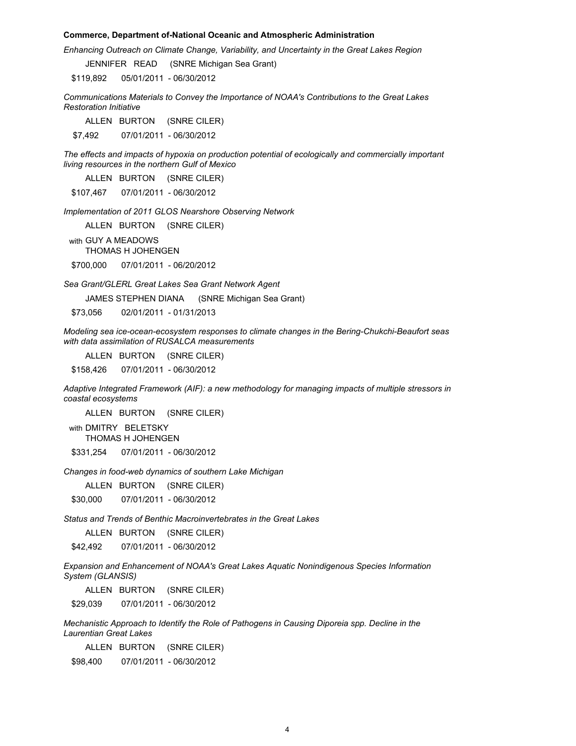**Commerce, Department of-National Oceanic and Atmospheric Administration**

*Enhancing Outreach on Climate Change, Variability, and Uncertainty in the Great Lakes Region*

JENNIFER READ (SNRE Michigan Sea Grant)

$119,892 05/01/2011 - 06/30/2012

*Communications Materials to Convey the Importance of NOAA's Contributions to the Great Lakes Restoration Initiative*

ALLEN BURTON (SNRE CILER)

$7,492 07/01/2011 - 06/30/2012

*The effects and impacts of hypoxia on production potential of ecologically and commercially important living resources in the northern Gulf of Mexico*

ALLEN BURTON (SNRE CILER)

$107,467 07/01/2011 - 06/30/2012

*Implementation of 2011 GLOS Nearshore Observing Network*

ALLEN BURTON (SNRE CILER)

with GUY A MEADOWS
THOMAS H JOHENGEN

$700,000 07/01/2011 - 06/20/2012

*Sea Grant/GLERL Great Lakes Sea Grant Network Agent*

JAMES STEPHEN DIANA (SNRE Michigan Sea Grant)

$73,056 02/01/2011 - 01/31/2013

*Modeling sea ice-ocean-ecosystem responses to climate changes in the Bering-Chukchi-Beaufort seas with data assimilation of RUSALCA measurements*

ALLEN BURTON (SNRE CILER)

$158,426 07/01/2011 - 06/30/2012

*Adaptive Integrated Framework (AIF): a new methodology for managing impacts of multiple stressors in coastal ecosystems*

ALLEN BURTON (SNRE CILER)

with DMITRY BELETSKY
THOMAS H JOHENGEN

$331,254 07/01/2011 - 06/30/2012

*Changes in food-web dynamics of southern Lake Michigan*

ALLEN BURTON (SNRE CILER)

$30,000 07/01/2011 - 06/30/2012

*Status and Trends of Benthic Macroinvertebrates in the Great Lakes*

ALLEN BURTON (SNRE CILER)

$42,492 07/01/2011 - 06/30/2012

*Expansion and Enhancement of NOAA's Great Lakes Aquatic Nonindigenous Species Information System (GLANSIS)*

ALLEN BURTON (SNRE CILER)

$29,039 07/01/2011 - 06/30/2012

*Mechanistic Approach to Identify the Role of Pathogens in Causing Diporeia spp. Decline in the Laurentian Great Lakes*

ALLEN BURTON (SNRE CILER)

$98,400 07/01/2011 - 06/30/2012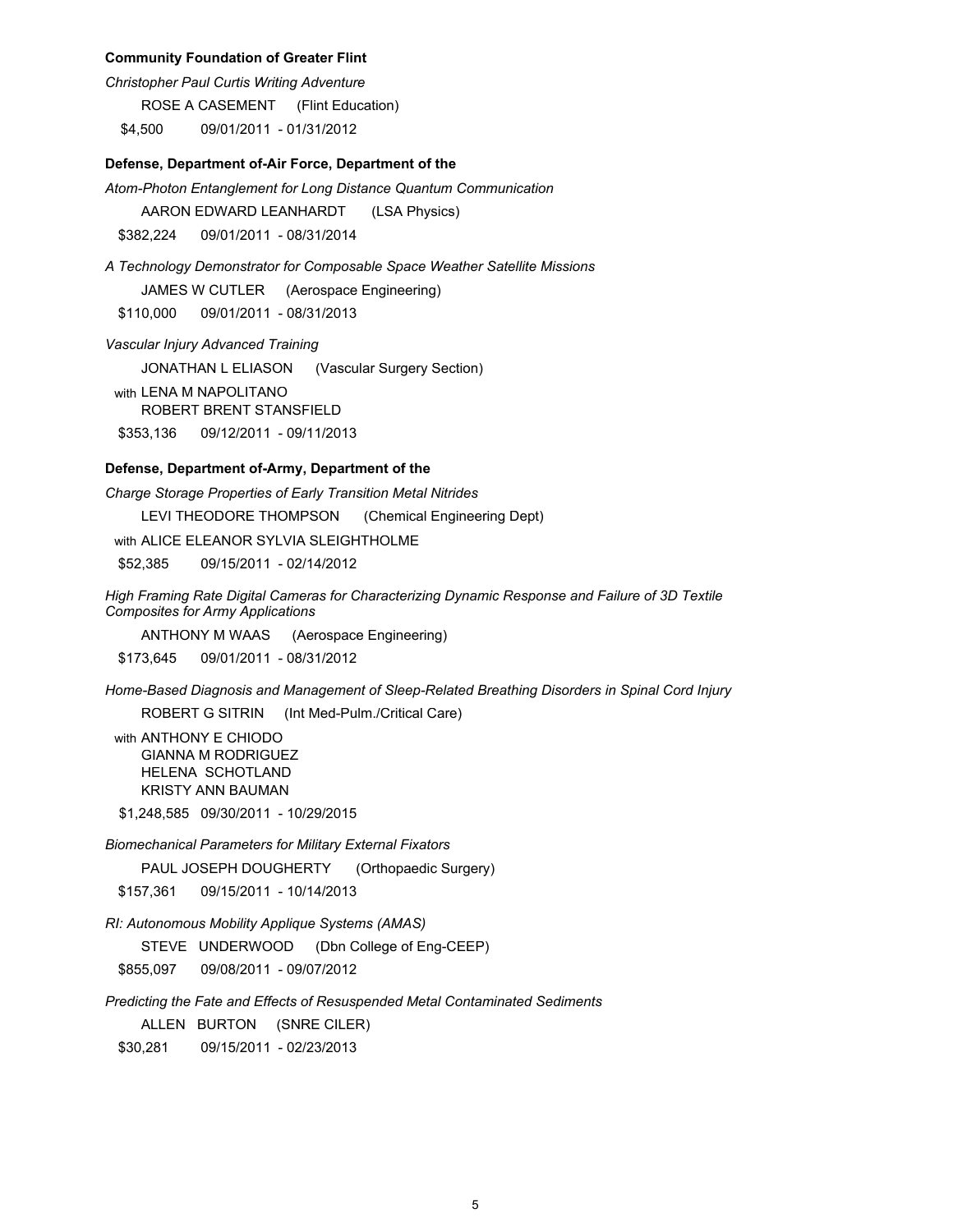**Community Foundation of Greater Flint**

*Christopher Paul Curtis Writing Adventure*

ROSE A CASEMENT (Flint Education)

$4,500 09/01/2011 - 01/31/2012

**Defense, Department of-Air Force, Department of the**

*Atom-Photon Entanglement for Long Distance Quantum Communication*

AARON EDWARD LEANHARDT (LSA Physics)

$382,224 09/01/2011 - 08/31/2014

*A Technology Demonstrator for Composable Space Weather Satellite Missions*

JAMES W CUTLER (Aerospace Engineering)

$110,000 09/01/2011 - 08/31/2013

*Vascular Injury Advanced Training*

JONATHAN L ELIASON (Vascular Surgery Section)

with LENA M NAPOLITANO
ROBERT BRENT STANSFIELD

$353,136 09/12/2011 - 09/11/2013

**Defense, Department of-Army, Department of the**

*Charge Storage Properties of Early Transition Metal Nitrides*

LEVI THEODORE THOMPSON (Chemical Engineering Dept)

with ALICE ELEANOR SYLVIA SLEIGHTHOLME

$52,385 09/15/2011 - 02/14/2012

*High Framing Rate Digital Cameras for Characterizing Dynamic Response and Failure of 3D Textile Composites for Army Applications*

ANTHONY M WAAS (Aerospace Engineering)

$173,645 09/01/2011 - 08/31/2012

*Home-Based Diagnosis and Management of Sleep-Related Breathing Disorders in Spinal Cord Injury*

ROBERT G SITRIN (Int Med-Pulm./Critical Care)

with ANTHONY E CHIODO
GIANNA M RODRIGUEZ
HELENA SCHOTLAND
KRISTY ANN BAUMAN

$1,248,585 09/30/2011 - 10/29/2015

*Biomechanical Parameters for Military External Fixators*

PAUL JOSEPH DOUGHERTY (Orthopaedic Surgery)

$157,361 09/15/2011 - 10/14/2013

*RI: Autonomous Mobility Applique Systems (AMAS)*

STEVE UNDERWOOD (Dbn College of Eng-CEEP)

$855,097 09/08/2011 - 09/07/2012

*Predicting the Fate and Effects of Resuspended Metal Contaminated Sediments*

ALLEN BURTON (SNRE CILER)

$30,281 09/15/2011 - 02/23/2013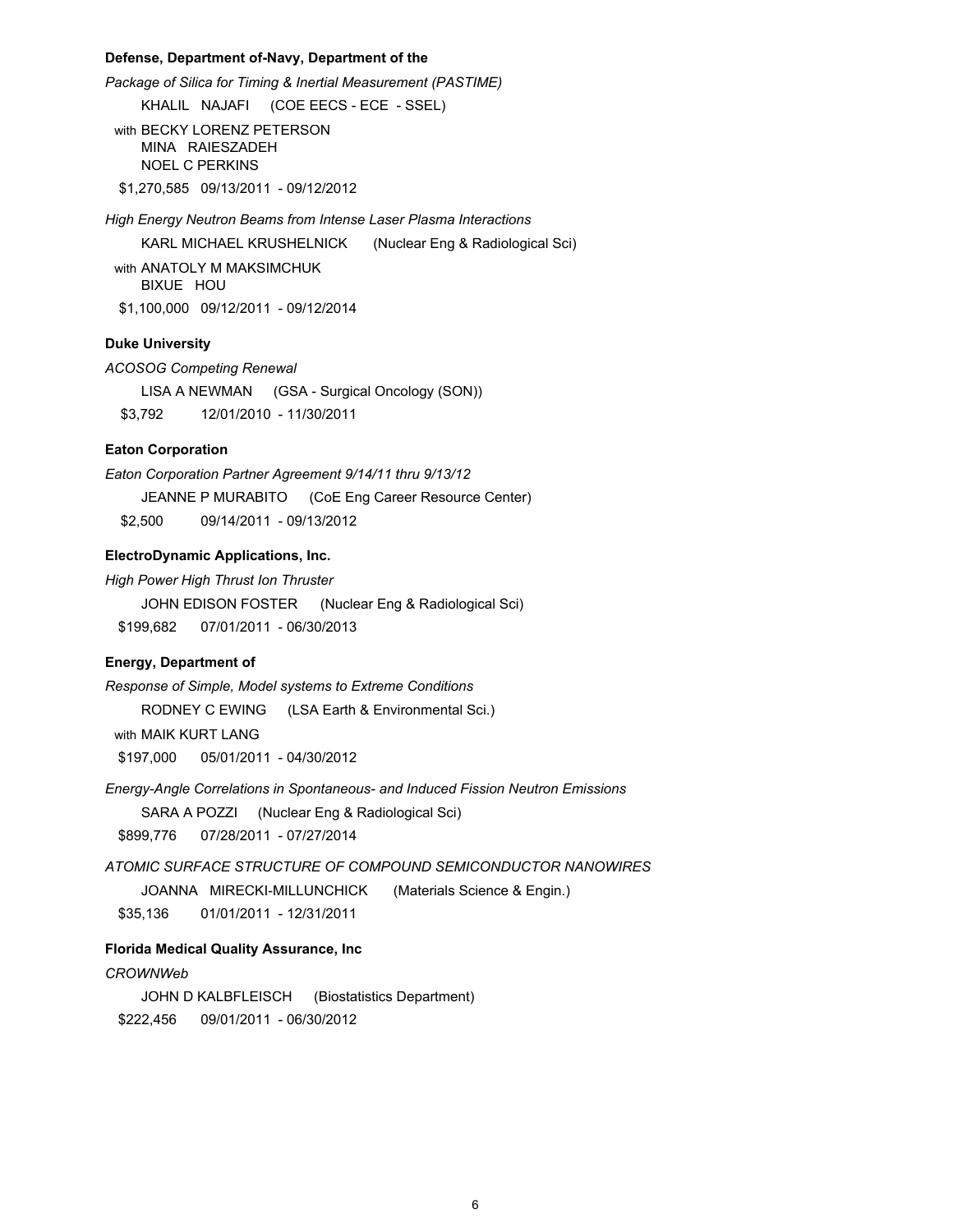**Defense, Department of-Navy, Department of the**

*Package of Silica for Timing & Inertial Measurement (PASTIME)*

KHALIL NAJAFI (COE EECS - ECE - SSEL)

with BECKY LORENZ PETERSON
MINA RAIESZADEH
NOEL C PERKINS

$1,270,585 09/13/2011 - 09/12/2012

*High Energy Neutron Beams from Intense Laser Plasma Interactions*

KARL MICHAEL KRUSHELNICK (Nuclear Eng & Radiological Sci)

with ANATOLY M MAKSIMCHUK
BIXUE HOU

$1,100,000 09/12/2011 - 09/12/2014

**Duke University**

*ACOSOG Competing Renewal*

LISA A NEWMAN (GSA - Surgical Oncology (SON))

$3,792 12/01/2010 - 11/30/2011

**Eaton Corporation**

*Eaton Corporation Partner Agreement 9/14/11 thru 9/13/12*

JEANNE P MURABITO (CoE Eng Career Resource Center)

$2,500 09/14/2011 - 09/13/2012

**ElectroDynamic Applications, Inc.**

*High Power High Thrust Ion Thruster*

JOHN EDISON FOSTER (Nuclear Eng & Radiological Sci)

$199,682 07/01/2011 - 06/30/2013

**Energy, Department of**

*Response of Simple, Model systems to Extreme Conditions*

RODNEY C EWING (LSA Earth & Environmental Sci.)

with MAIK KURT LANG

$197,000 05/01/2011 - 04/30/2012

*Energy-Angle Correlations in Spontaneous- and Induced Fission Neutron Emissions*

SARA A POZZI (Nuclear Eng & Radiological Sci)

$899,776 07/28/2011 - 07/27/2014

*ATOMIC SURFACE STRUCTURE OF COMPOUND SEMICONDUCTOR NANOWIRES*

JOANNA MIRECKI-MILLUNCHICK (Materials Science & Engin.)

$35,136 01/01/2011 - 12/31/2011

**Florida Medical Quality Assurance, Inc**

*CROWNWeb*

JOHN D KALBFLEISCH (Biostatistics Department)

$222,456 09/01/2011 - 06/30/2012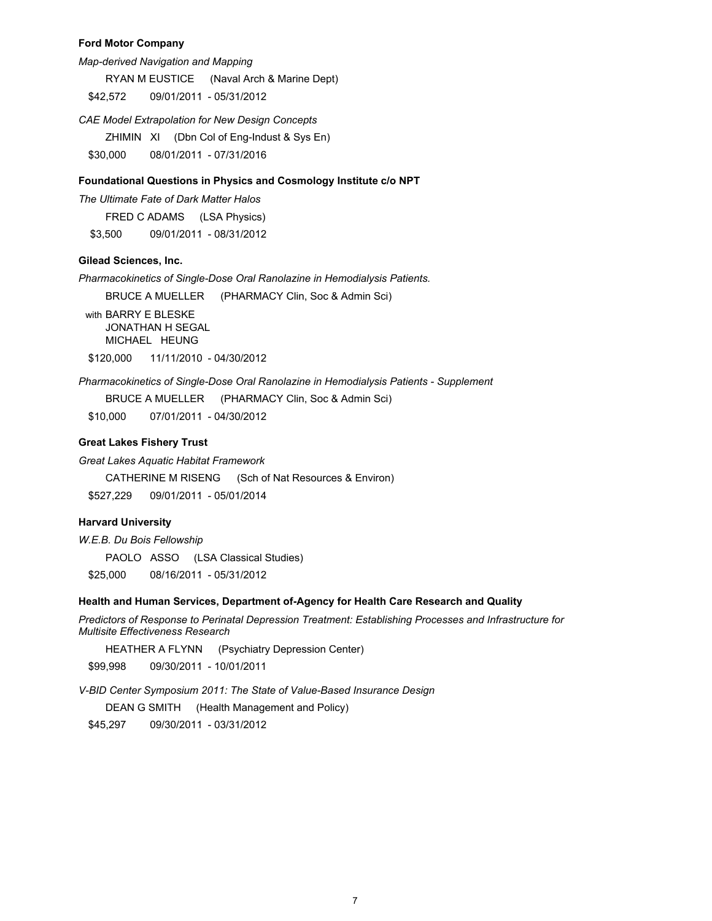**Ford Motor Company**

*Map-derived Navigation and Mapping*

RYAN M EUSTICE (Naval Arch & Marine Dept)

$42,572 09/01/2011 - 05/31/2012

*CAE Model Extrapolation for New Design Concepts*

ZHIMIN XI (Dbn Col of Eng-Indust & Sys En)

$30,000 08/01/2011 - 07/31/2016

**Foundational Questions in Physics and Cosmology Institute c/o NPT**

*The Ultimate Fate of Dark Matter Halos*

FRED C ADAMS (LSA Physics)

$3,500 09/01/2011 - 08/31/2012

**Gilead Sciences, Inc.**

*Pharmacokinetics of Single-Dose Oral Ranolazine in Hemodialysis Patients.*

BRUCE A MUELLER (PHARMACY Clin, Soc & Admin Sci)

with BARRY E BLESKE
JONATHAN H SEGAL
MICHAEL HEUNG

$120,000 11/11/2010 - 04/30/2012

*Pharmacokinetics of Single-Dose Oral Ranolazine in Hemodialysis Patients - Supplement*

BRUCE A MUELLER (PHARMACY Clin, Soc & Admin Sci)

$10,000 07/01/2011 - 04/30/2012

**Great Lakes Fishery Trust**

*Great Lakes Aquatic Habitat Framework*

CATHERINE M RISENG (Sch of Nat Resources & Environ)

$527,229 09/01/2011 - 05/01/2014

**Harvard University**

*W.E.B. Du Bois Fellowship*

PAOLO ASSO (LSA Classical Studies)

$25,000 08/16/2011 - 05/31/2012

**Health and Human Services, Department of-Agency for Health Care Research and Quality**

*Predictors of Response to Perinatal Depression Treatment: Establishing Processes and Infrastructure for Multisite Effectiveness Research*

HEATHER A FLYNN (Psychiatry Depression Center)

$99,998 09/30/2011 - 10/01/2011

*V-BID Center Symposium 2011: The State of Value-Based Insurance Design*

DEAN G SMITH (Health Management and Policy)

$45,297 09/30/2011 - 03/31/2012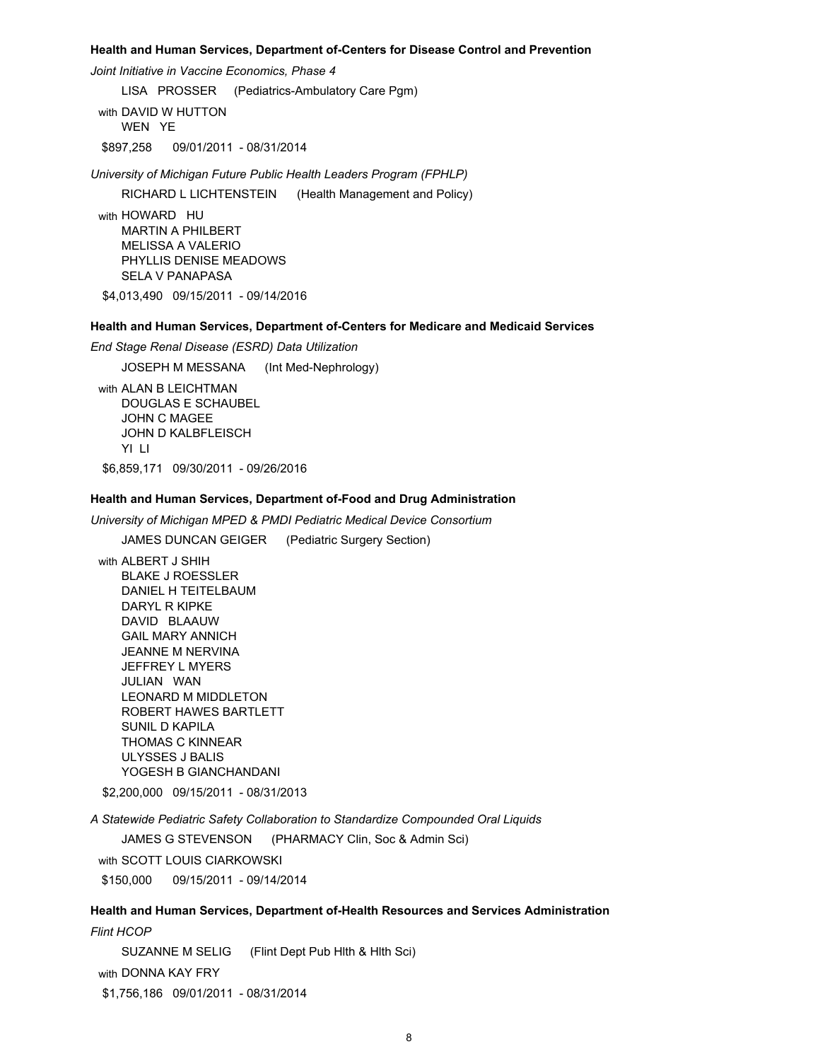**Health and Human Services, Department of-Centers for Disease Control and Prevention**

*Joint Initiative in Vaccine Economics, Phase 4*

LISA PROSSER (Pediatrics-Ambulatory Care Pgm)

with DAVID W HUTTON
WEN YE

$897,258 09/01/2011 - 08/31/2014

*University of Michigan Future Public Health Leaders Program (FPHLP)*

RICHARD L LICHTENSTEIN (Health Management and Policy)

with HOWARD HU
MARTIN A PHILBERT
MELISSA A VALERIO
PHYLLIS DENISE MEADOWS
SELA V PANAPASA

$4,013,490 09/15/2011 - 09/14/2016

**Health and Human Services, Department of-Centers for Medicare and Medicaid Services**

*End Stage Renal Disease (ESRD) Data Utilization*

JOSEPH M MESSANA (Int Med-Nephrology)

with ALAN B LEICHTMAN
DOUGLAS E SCHAUBEL
JOHN C MAGEE
JOHN D KALBFLEISCH
YI LI

$6,859,171 09/30/2011 - 09/26/2016

**Health and Human Services, Department of-Food and Drug Administration**

*University of Michigan MPED & PMDI Pediatric Medical Device Consortium*

JAMES DUNCAN GEIGER (Pediatric Surgery Section)

with ALBERT J SHIH
BLAKE J ROESSLER
DANIEL H TEITELBAUM
DARYL R KIPKE
DAVID BLAAUW
GAIL MARY ANNICH
JEANNE M NERVINA
JEFFREY L MYERS
JULIAN WAN
LEONARD M MIDDLETON
ROBERT HAWES BARTLETT
SUNIL D KAPILA
THOMAS C KINNEAR
ULYSSES J BALIS
YOGESH B GIANCHANDANI

$2,200,000 09/15/2011 - 08/31/2013

*A Statewide Pediatric Safety Collaboration to Standardize Compounded Oral Liquids*

JAMES G STEVENSON (PHARMACY Clin, Soc & Admin Sci)

with SCOTT LOUIS CIARKOWSKI

$150,000 09/15/2011 - 09/14/2014

**Health and Human Services, Department of-Health Resources and Services Administration**

*Flint HCOP*

SUZANNE M SELIG (Flint Dept Pub Hlth & Hlth Sci)

with DONNA KAY FRY

$1,756,186 09/01/2011 - 08/31/2014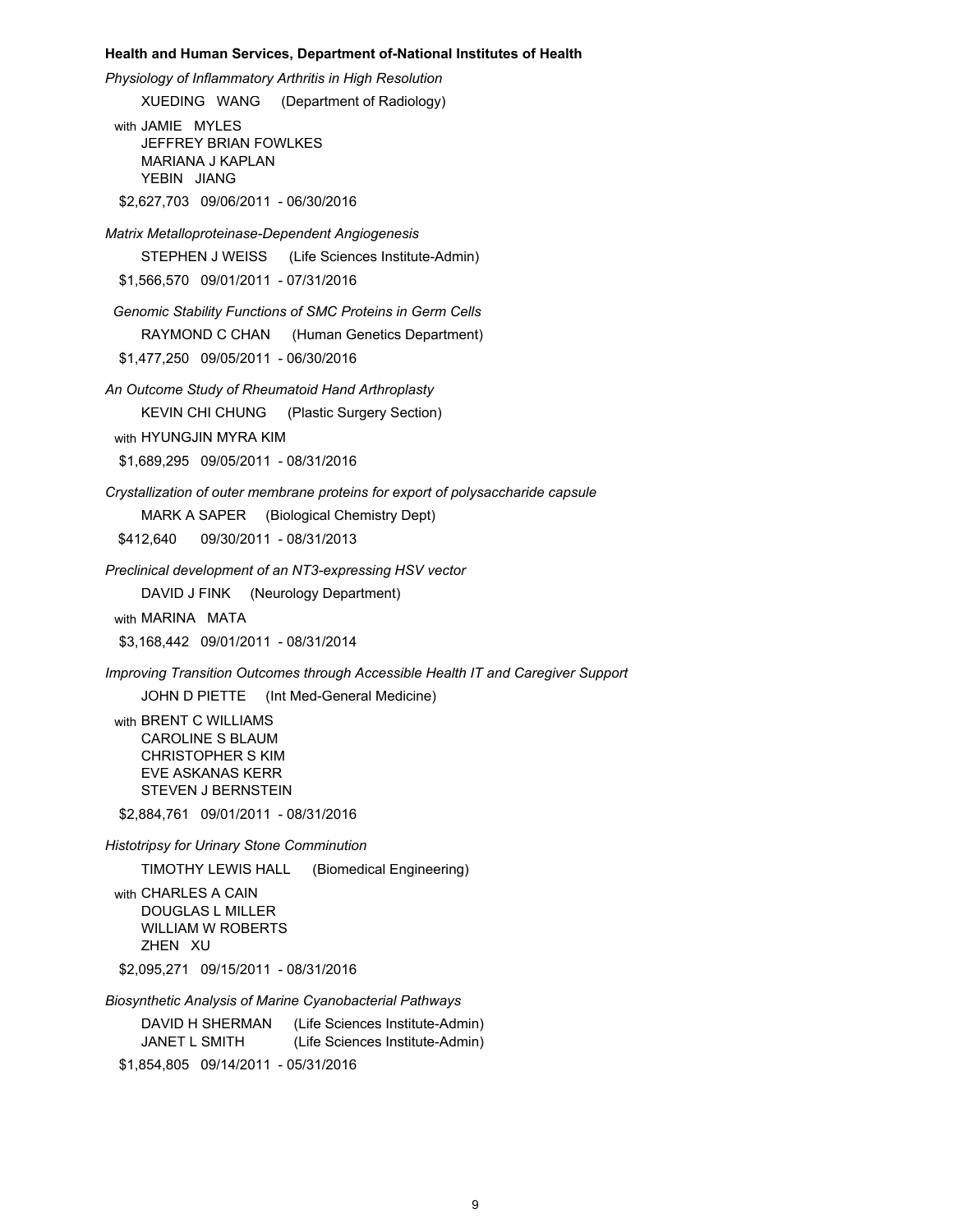**Health and Human Services, Department of-National Institutes of Health**

*Physiology of Inflammatory Arthritis in High Resolution*

XUEDING WANG (Department of Radiology)

with JAMIE MYLES
JEFFREY BRIAN FOWLKES
MARIANA J KAPLAN
YEBIN JIANG

$2,627,703 09/06/2011 - 06/30/2016

*Matrix Metalloproteinase-Dependent Angiogenesis*

STEPHEN J WEISS (Life Sciences Institute-Admin)

$1,566,570 09/01/2011 - 07/31/2016

*Genomic Stability Functions of SMC Proteins in Germ Cells*

RAYMOND C CHAN (Human Genetics Department)

$1,477,250 09/05/2011 - 06/30/2016

*An Outcome Study of Rheumatoid Hand Arthroplasty*

KEVIN CHI CHUNG (Plastic Surgery Section)

with HYUNGJIN MYRA KIM

$1,689,295 09/05/2011 - 08/31/2016

*Crystallization of outer membrane proteins for export of polysaccharide capsule*

MARK A SAPER (Biological Chemistry Dept)

$412,640 09/30/2011 - 08/31/2013

*Preclinical development of an NT3-expressing HSV vector*

DAVID J FINK (Neurology Department)

with MARINA MATA

$3,168,442 09/01/2011 - 08/31/2014

*Improving Transition Outcomes through Accessible Health IT and Caregiver Support*

JOHN D PIETTE (Int Med-General Medicine)

with BRENT C WILLIAMS
CAROLINE S BLAUM
CHRISTOPHER S KIM
EVE ASKANAS KERR
STEVEN J BERNSTEIN

$2,884,761 09/01/2011 - 08/31/2016

*Histotripsy for Urinary Stone Comminution*

TIMOTHY LEWIS HALL (Biomedical Engineering)

with CHARLES A CAIN
DOUGLAS L MILLER
WILLIAM W ROBERTS
ZHEN XU

$2,095,271 09/15/2011 - 08/31/2016

*Biosynthetic Analysis of Marine Cyanobacterial Pathways*

DAVID H SHERMAN (Life Sciences Institute-Admin)
JANET L SMITH (Life Sciences Institute-Admin)

$1,854,805 09/14/2011 - 05/31/2016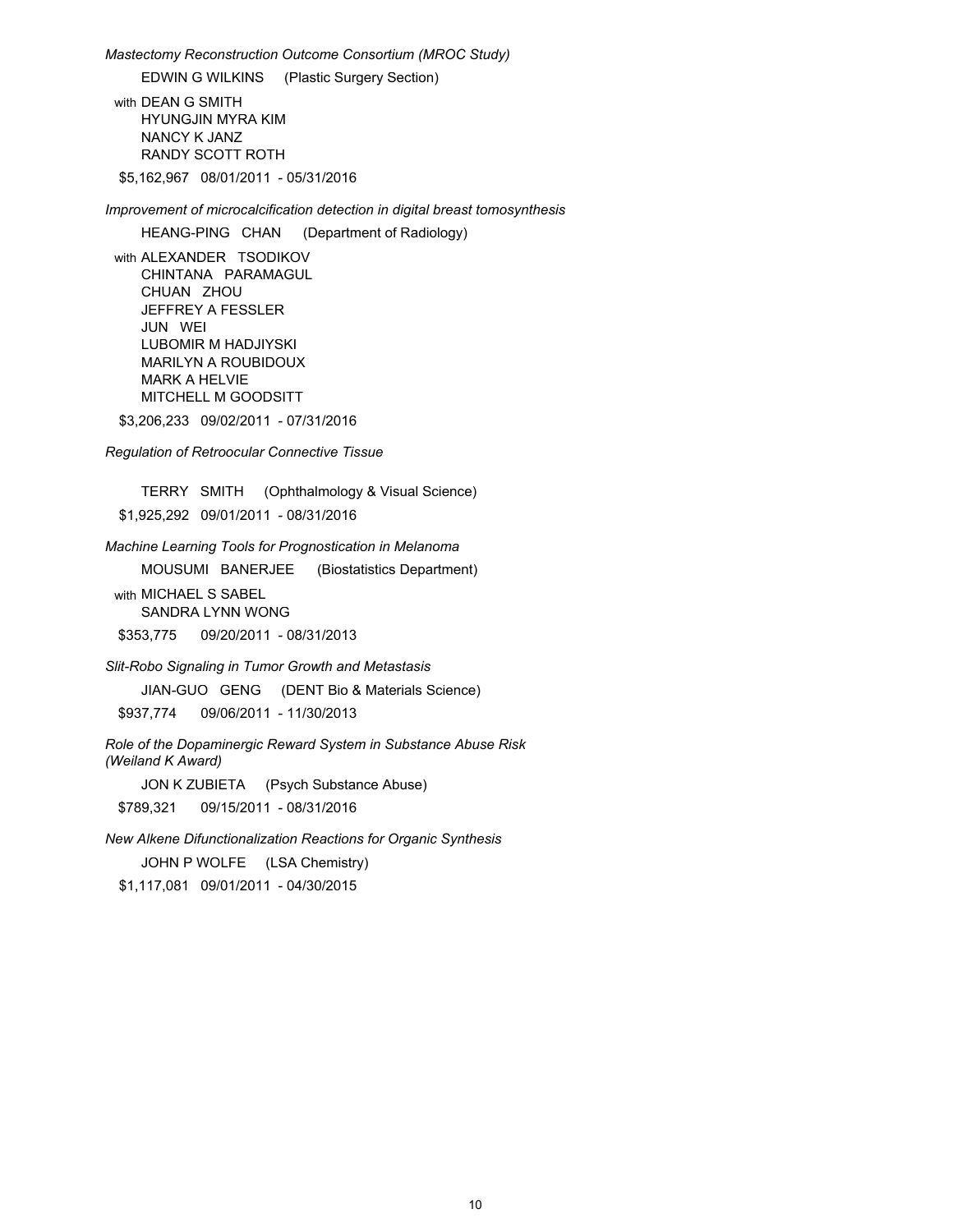*Mastectomy Reconstruction Outcome Consortium (MROC Study)*

EDWIN G WILKINS (Plastic Surgery Section)

with DEAN G SMITH
HYUNGJIN MYRA KIM
NANCY K JANZ
RANDY SCOTT ROTH

$5,162,967 08/01/2011 - 05/31/2016

*Improvement of microcalcification detection in digital breast tomosynthesis*

HEANG-PING CHAN (Department of Radiology)

with ALEXANDER TSODIKOV
CHINTANA PARAMAGUL
CHUAN ZHOU
JEFFREY A FESSLER
JUN WEI
LUBOMIR M HADJIYSKI
MARILYN A ROUBIDOUX
MARK A HELVIE
MITCHELL M GOODSITT

$3,206,233 09/02/2011 - 07/31/2016

*Regulation of Retroocular Connective Tissue*

TERRY SMITH (Ophthalmology & Visual Science)

$1,925,292 09/01/2011 - 08/31/2016

*Machine Learning Tools for Prognostication in Melanoma*

MOUSUMI BANERJEE (Biostatistics Department)

with MICHAEL S SABEL
SANDRA LYNN WONG

$353,775 09/20/2011 - 08/31/2013

*Slit-Robo Signaling in Tumor Growth and Metastasis*

JIAN-GUO GENG (DENT Bio & Materials Science)

$937,774 09/06/2011 - 11/30/2013

*Role of the Dopaminergic Reward System in Substance Abuse Risk (Weiland K Award)*

JON K ZUBIETA (Psych Substance Abuse)

$789,321 09/15/2011 - 08/31/2016

*New Alkene Difunctionalization Reactions for Organic Synthesis*

JOHN P WOLFE (LSA Chemistry)

$1,117,081 09/01/2011 - 04/30/2015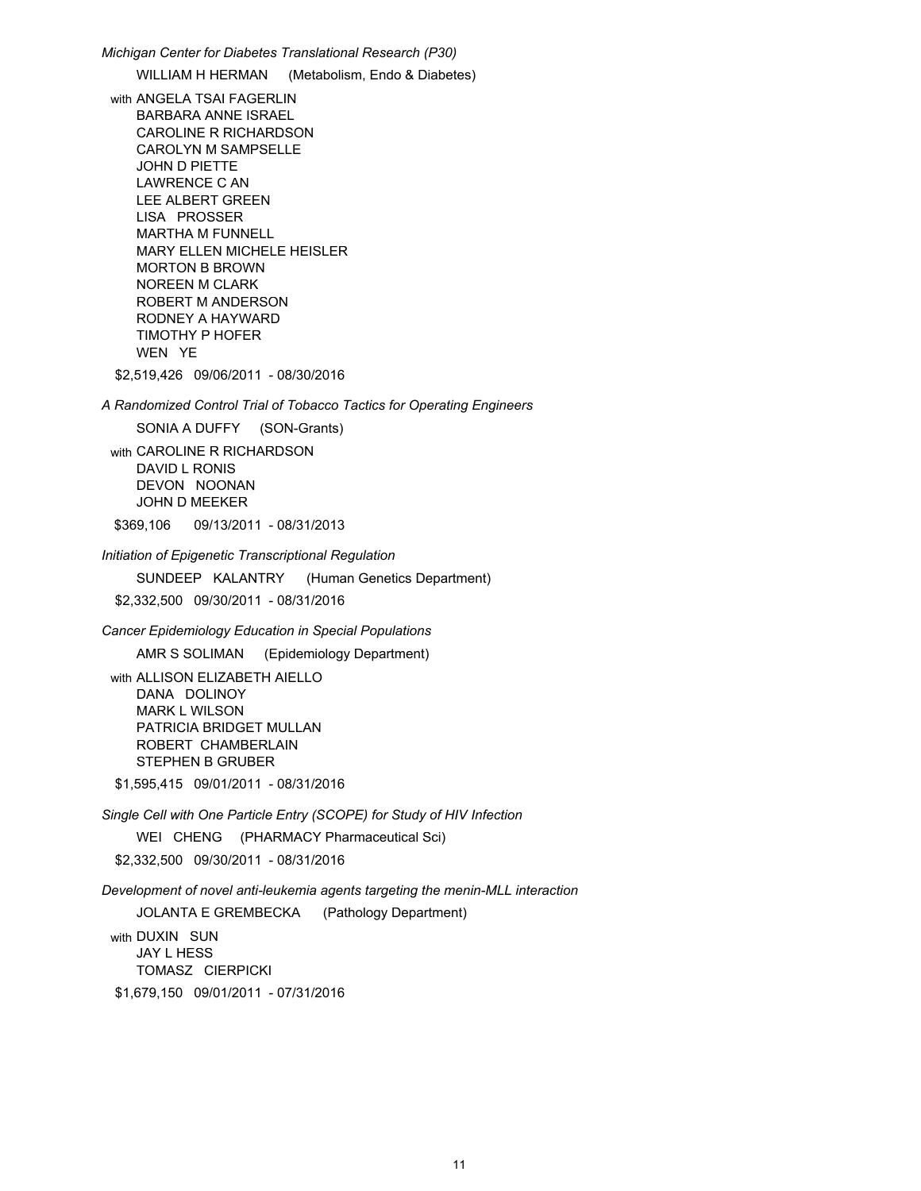*Michigan Center for Diabetes Translational Research (P30)*

WILLIAM H HERMAN (Metabolism, Endo & Diabetes)

with ANGELA TSAI FAGERLIN
BARBARA ANNE ISRAEL
CAROLINE R RICHARDSON
CAROLYN M SAMPSELLE
JOHN D PIETTE
LAWRENCE C AN
LEE ALBERT GREEN
LISA PROSSER
MARTHA M FUNNELL
MARY ELLEN MICHELE HEISLER
MORTON B BROWN
NOREEN M CLARK
ROBERT M ANDERSON
RODNEY A HAYWARD
TIMOTHY P HOFER
WEN YE

$2,519,426 09/06/2011 - 08/30/2016

*A Randomized Control Trial of Tobacco Tactics for Operating Engineers*

SONIA A DUFFY (SON-Grants)

with CAROLINE R RICHARDSON
DAVID L RONIS
DEVON NOONAN
JOHN D MEEKER

$369,106 09/13/2011 - 08/31/2013

*Initiation of Epigenetic Transcriptional Regulation*

SUNDEEP KALANTRY (Human Genetics Department)

$2,332,500 09/30/2011 - 08/31/2016

*Cancer Epidemiology Education in Special Populations*

AMR S SOLIMAN (Epidemiology Department)

with ALLISON ELIZABETH AIELLO
DANA DOLINOY
MARK L WILSON
PATRICIA BRIDGET MULLAN
ROBERT CHAMBERLAIN
STEPHEN B GRUBER

$1,595,415 09/01/2011 - 08/31/2016

*Single Cell with One Particle Entry (SCOPE) for Study of HIV Infection*

WEI CHENG (PHARMACY Pharmaceutical Sci)

$2,332,500 09/30/2011 - 08/31/2016

*Development of novel anti-leukemia agents targeting the menin-MLL interaction*

JOLANTA E GREMBECKA (Pathology Department)

with DUXIN SUN
JAY L HESS
TOMASZ CIERPICKI

$1,679,150 09/01/2011 - 07/31/2016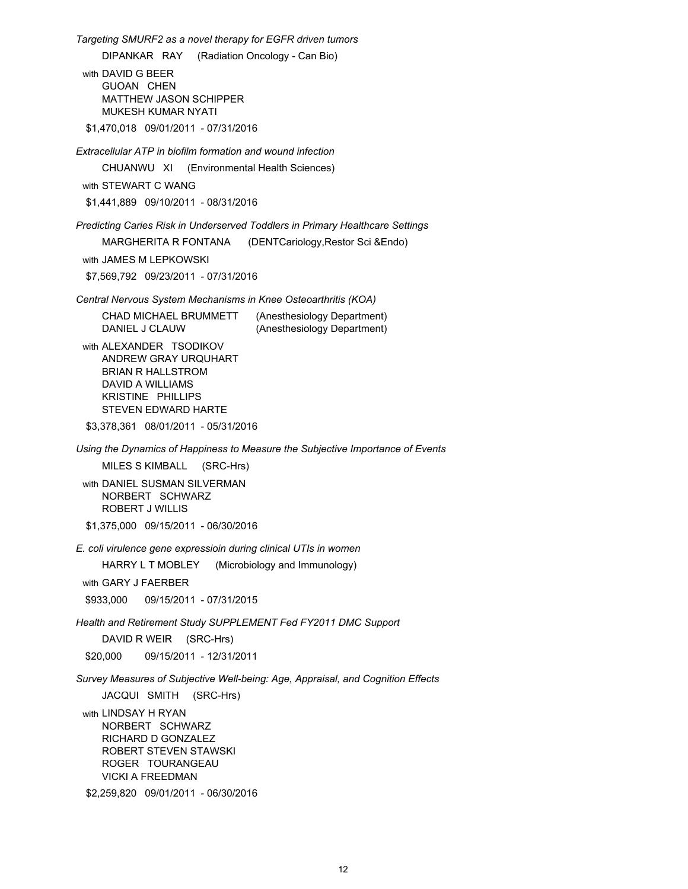*Targeting SMURF2 as a novel therapy for EGFR driven tumors*

DIPANKAR RAY (Radiation Oncology - Can Bio)

with DAVID G BEER
GUOAN CHEN
MATTHEW JASON SCHIPPER
MUKESH KUMAR NYATI

$1,470,018 09/01/2011 - 07/31/2016

*Extracellular ATP in biofilm formation and wound infection*

CHUANWU XI (Environmental Health Sciences)

with STEWART C WANG

$1,441,889 09/10/2011 - 08/31/2016

*Predicting Caries Risk in Underserved Toddlers in Primary Healthcare Settings*

MARGHERITA R FONTANA (DENTCariology,Restor Sci &Endo)

with JAMES M LEPKOWSKI

$7,569,792 09/23/2011 - 07/31/2016

*Central Nervous System Mechanisms in Knee Osteoarthritis (KOA)*

CHAD MICHAEL BRUMMETT (Anesthesiology Department)
DANIEL J CLAUW (Anesthesiology Department)

with ALEXANDER TSODIKOV
ANDREW GRAY URQUHART
BRIAN R HALLSTROM
DAVID A WILLIAMS
KRISTINE PHILLIPS
STEVEN EDWARD HARTE

$3,378,361 08/01/2011 - 05/31/2016

*Using the Dynamics of Happiness to Measure the Subjective Importance of Events*

MILES S KIMBALL (SRC-Hrs)

with DANIEL SUSMAN SILVERMAN
NORBERT SCHWARZ
ROBERT J WILLIS

$1,375,000 09/15/2011 - 06/30/2016

*E. coli virulence gene expressioin during clinical UTIs in women*

HARRY L T MOBLEY (Microbiology and Immunology)

with GARY J FAERBER

$933,000 09/15/2011 - 07/31/2015

*Health and Retirement Study SUPPLEMENT Fed FY2011 DMC Support*

DAVID R WEIR (SRC-Hrs)

$20,000 09/15/2011 - 12/31/2011

*Survey Measures of Subjective Well-being: Age, Appraisal, and Cognition Effects*

JACQUI SMITH (SRC-Hrs)

with LINDSAY H RYAN
NORBERT SCHWARZ
RICHARD D GONZALEZ
ROBERT STEVEN STAWSKI
ROGER TOURANGEAU
VICKI A FREEDMAN

$2,259,820 09/01/2011 - 06/30/2016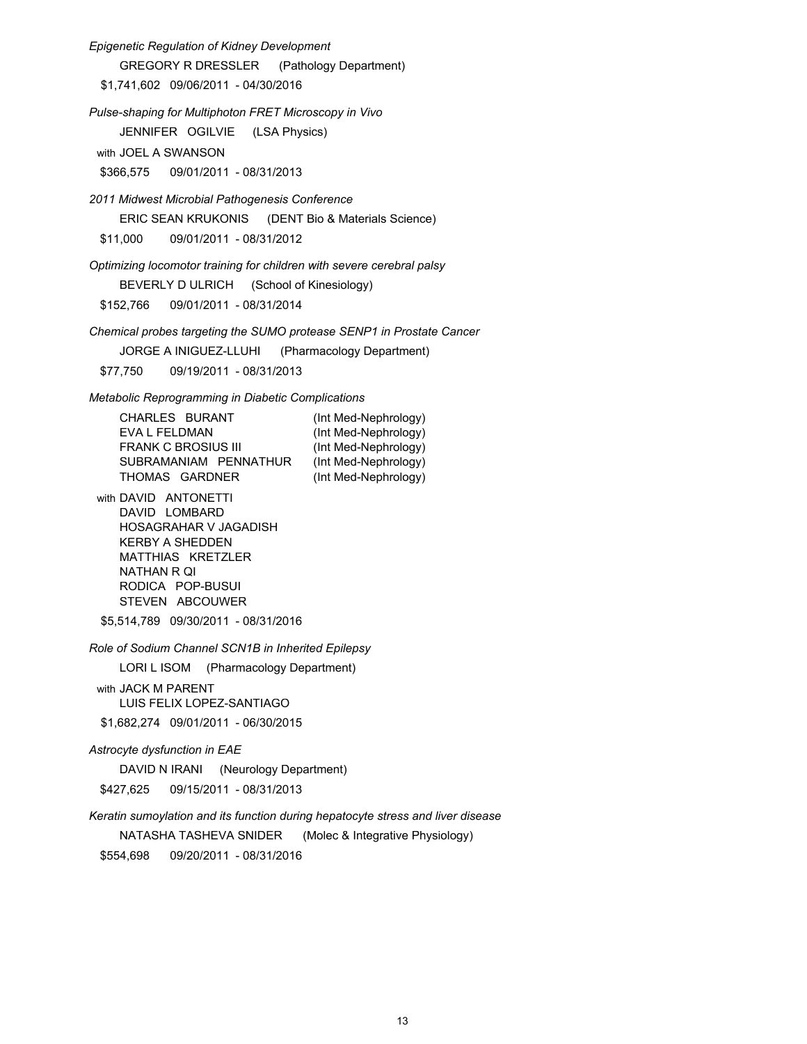*Epigenetic Regulation of Kidney Development*

GREGORY R DRESSLER (Pathology Department)

$1,741,602 09/06/2011 - 04/30/2016

*Pulse-shaping for Multiphoton FRET Microscopy in Vivo*

JENNIFER OGILVIE (LSA Physics)

with JOEL A SWANSON

$366,575 09/01/2011 - 08/31/2013

*2011 Midwest Microbial Pathogenesis Conference*

ERIC SEAN KRUKONIS (DENT Bio & Materials Science)

$11,000 09/01/2011 - 08/31/2012

*Optimizing locomotor training for children with severe cerebral palsy*

BEVERLY D ULRICH (School of Kinesiology)

$152,766 09/01/2011 - 08/31/2014

*Chemical probes targeting the SUMO protease SENP1 in Prostate Cancer*

JORGE A INIGUEZ-LLUHI (Pharmacology Department)

$77,750 09/19/2011 - 08/31/2013

*Metabolic Reprogramming in Diabetic Complications*

CHARLES BURANT (Int Med-Nephrology)
EVA L FELDMAN (Int Med-Nephrology)
FRANK C BROSIUS III (Int Med-Nephrology)
SUBRAMANIAM PENNATHUR (Int Med-Nephrology)
THOMAS GARDNER (Int Med-Nephrology)

with DAVID ANTONETTI
DAVID LOMBARD
HOSAGRAHAR V JAGADISH
KERBY A SHEDDEN
MATTHIAS KRETZLER
NATHAN R QI
RODICA POP-BUSUI
STEVEN ABCOUWER

$5,514,789 09/30/2011 - 08/31/2016

*Role of Sodium Channel SCN1B in Inherited Epilepsy*

LORI L ISOM (Pharmacology Department)

with JACK M PARENT
LUIS FELIX LOPEZ-SANTIAGO

$1,682,274 09/01/2011 - 06/30/2015

*Astrocyte dysfunction in EAE*

DAVID N IRANI (Neurology Department)

$427,625 09/15/2011 - 08/31/2013

*Keratin sumoylation and its function during hepatocyte stress and liver disease*

NATASHA TASHEVA SNIDER (Molec & Integrative Physiology)

$554,698 09/20/2011 - 08/31/2016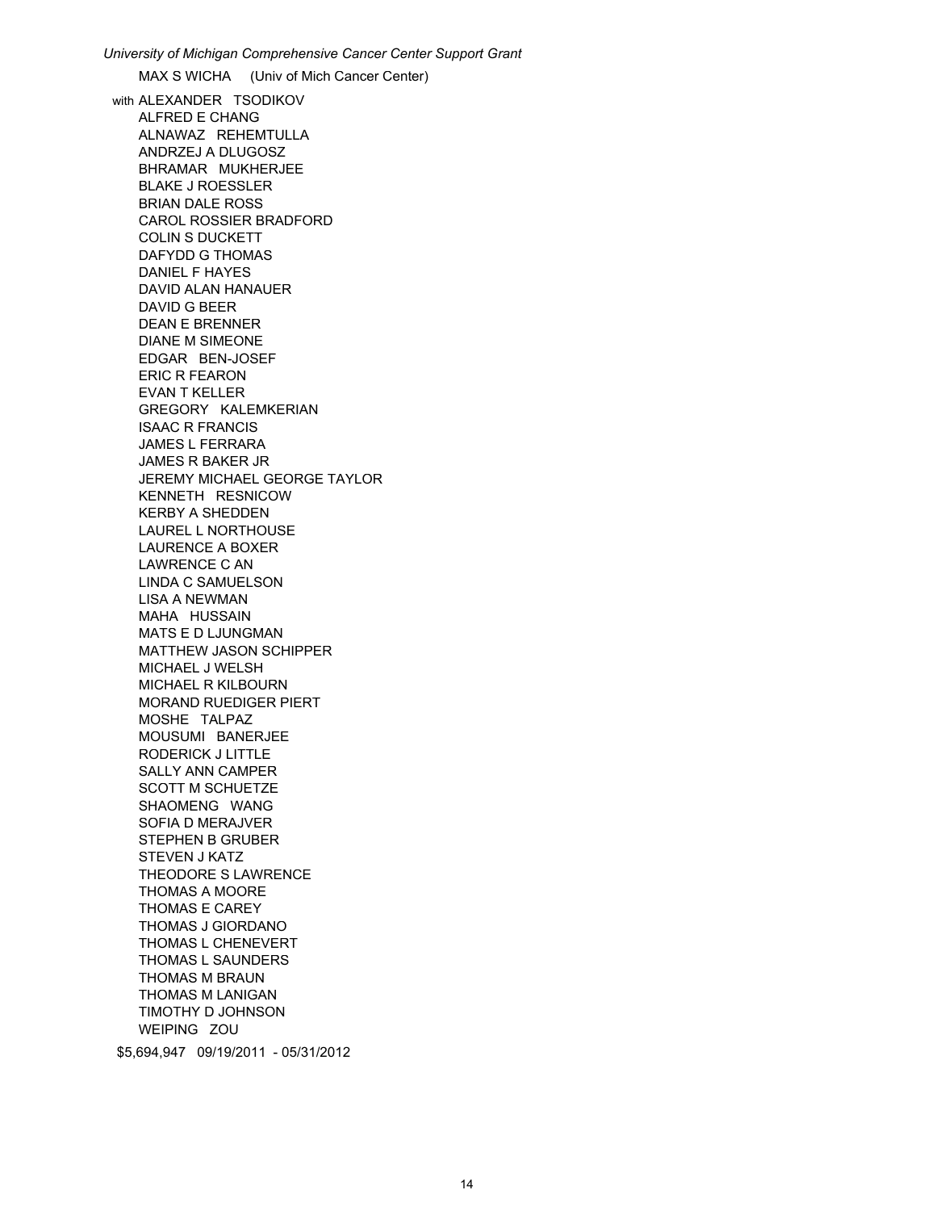*University of Michigan Comprehensive Cancer Center Support Grant*

MAX S WICHA (Univ of Mich Cancer Center)

with ALEXANDER TSODIKOV
ALFRED E CHANG
ALNAWAZ REHEMTULLA
ANDRZEJ A DLUGOSZ
BHRAMAR MUKHERJEE
BLAKE J ROESSLER
BRIAN DALE ROSS
CAROL ROSSIER BRADFORD
COLIN S DUCKETT
DAFYDD G THOMAS
DANIEL F HAYES
DAVID ALAN HANAUER
DAVID G BEER
DEAN E BRENNER
DIANE M SIMEONE
EDGAR BEN-JOSEF
ERIC R FEARON
EVAN T KELLER
GREGORY KALEMKERIAN
ISAAC R FRANCIS
JAMES L FERRARA
JAMES R BAKER JR
JEREMY MICHAEL GEORGE TAYLOR
KENNETH RESNICOW
KERBY A SHEDDEN
LAUREL L NORTHOUSE
LAURENCE A BOXER
LAWRENCE C AN
LINDA C SAMUELSON
LISA A NEWMAN
MAHA HUSSAIN
MATS E D LJUNGMAN
MATTHEW JASON SCHIPPER
MICHAEL J WELSH
MICHAEL R KILBOURN
MORAND RUEDIGER PIERT
MOSHE TALPAZ
MOUSUMI BANERJEE
RODERICK J LITTLE
SALLY ANN CAMPER
SCOTT M SCHUETZE
SHAOMENG WANG
SOFIA D MERAJVER
STEPHEN B GRUBER
STEVEN J KATZ
THEODORE S LAWRENCE
THOMAS A MOORE
THOMAS E CAREY
THOMAS J GIORDANO
THOMAS L CHENEVERT
THOMAS L SAUNDERS
THOMAS M BRAUN
THOMAS M LANIGAN
TIMOTHY D JOHNSON
WEIPING ZOU

$5,694,947 09/19/2011 - 05/31/2012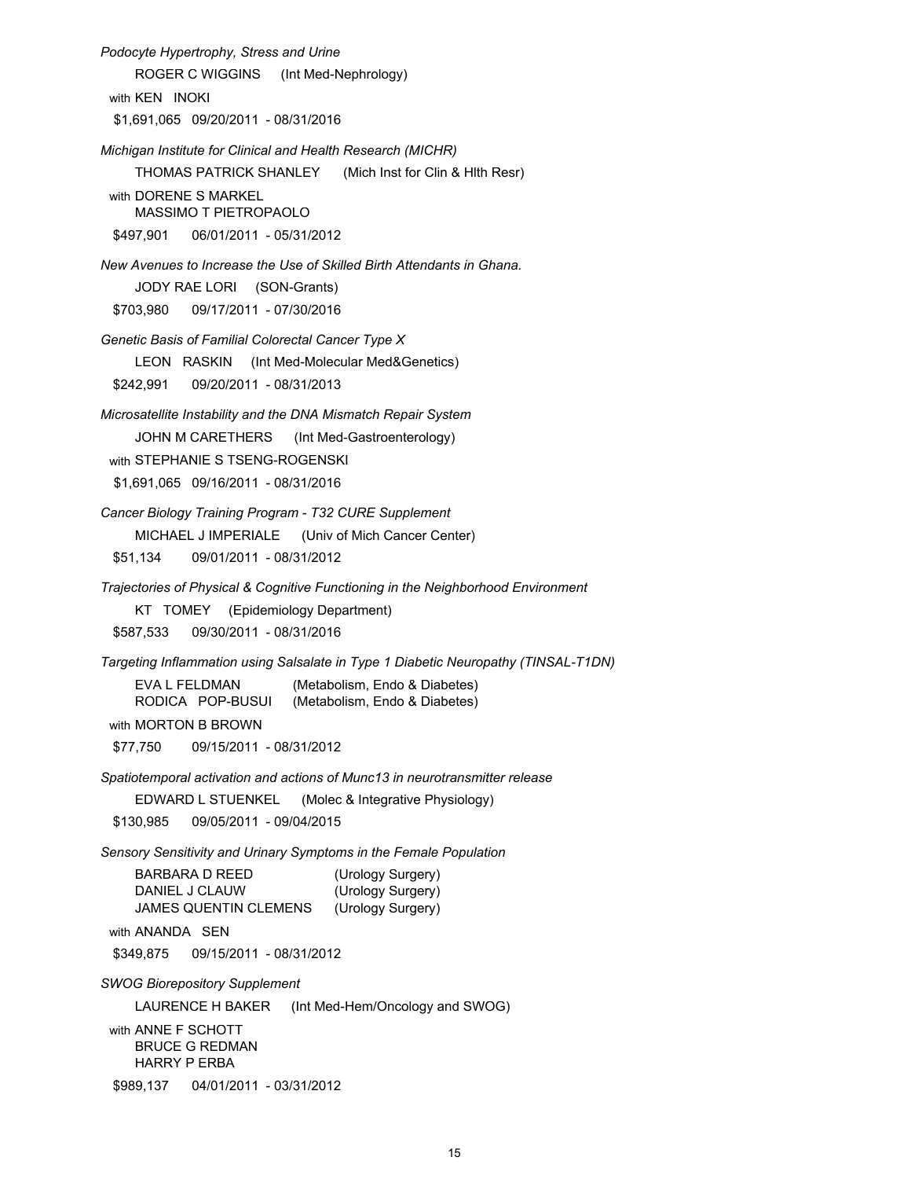*Podocyte Hypertrophy, Stress and Urine*

ROGER C WIGGINS (Int Med-Nephrology)

with KEN INOKI

$1,691,065 09/20/2011 - 08/31/2016

*Michigan Institute for Clinical and Health Research (MICHR)*

THOMAS PATRICK SHANLEY (Mich Inst for Clin & Hlth Resr)

with DORENE S MARKEL
MASSIMO T PIETROPAOLO

$497,901 06/01/2011 - 05/31/2012

*New Avenues to Increase the Use of Skilled Birth Attendants in Ghana.*

JODY RAE LORI (SON-Grants)

$703,980 09/17/2011 - 07/30/2016

*Genetic Basis of Familial Colorectal Cancer Type X*

LEON RASKIN (Int Med-Molecular Med&Genetics)

$242,991 09/20/2011 - 08/31/2013

*Microsatellite Instability and the DNA Mismatch Repair System*

JOHN M CARETHERS (Int Med-Gastroenterology)

with STEPHANIE S TSENG-ROGENSKI

$1,691,065 09/16/2011 - 08/31/2016

*Cancer Biology Training Program - T32 CURE Supplement*

MICHAEL J IMPERIALE (Univ of Mich Cancer Center)

$51,134 09/01/2011 - 08/31/2012

*Trajectories of Physical & Cognitive Functioning in the Neighborhood Environment*

KT TOMEY (Epidemiology Department)

$587,533 09/30/2011 - 08/31/2016

*Targeting Inflammation using Salsalate in Type 1 Diabetic Neuropathy (TINSAL-T1DN)*

EVA L FELDMAN (Metabolism, Endo & Diabetes)
RODICA POP-BUSUI (Metabolism, Endo & Diabetes)

with MORTON B BROWN

$77,750 09/15/2011 - 08/31/2012

*Spatiotemporal activation and actions of Munc13 in neurotransmitter release*

EDWARD L STUENKEL (Molec & Integrative Physiology)

$130,985 09/05/2011 - 09/04/2015

*Sensory Sensitivity and Urinary Symptoms in the Female Population*

BARBARA D REED (Urology Surgery)
DANIEL J CLAUW (Urology Surgery)
JAMES QUENTIN CLEMENS (Urology Surgery)

with ANANDA SEN

$349,875 09/15/2011 - 08/31/2012

*SWOG Biorepository Supplement*

LAURENCE H BAKER (Int Med-Hem/Oncology and SWOG)

with ANNE F SCHOTT
BRUCE G REDMAN
HARRY P ERBA

$989,137 04/01/2011 - 03/31/2012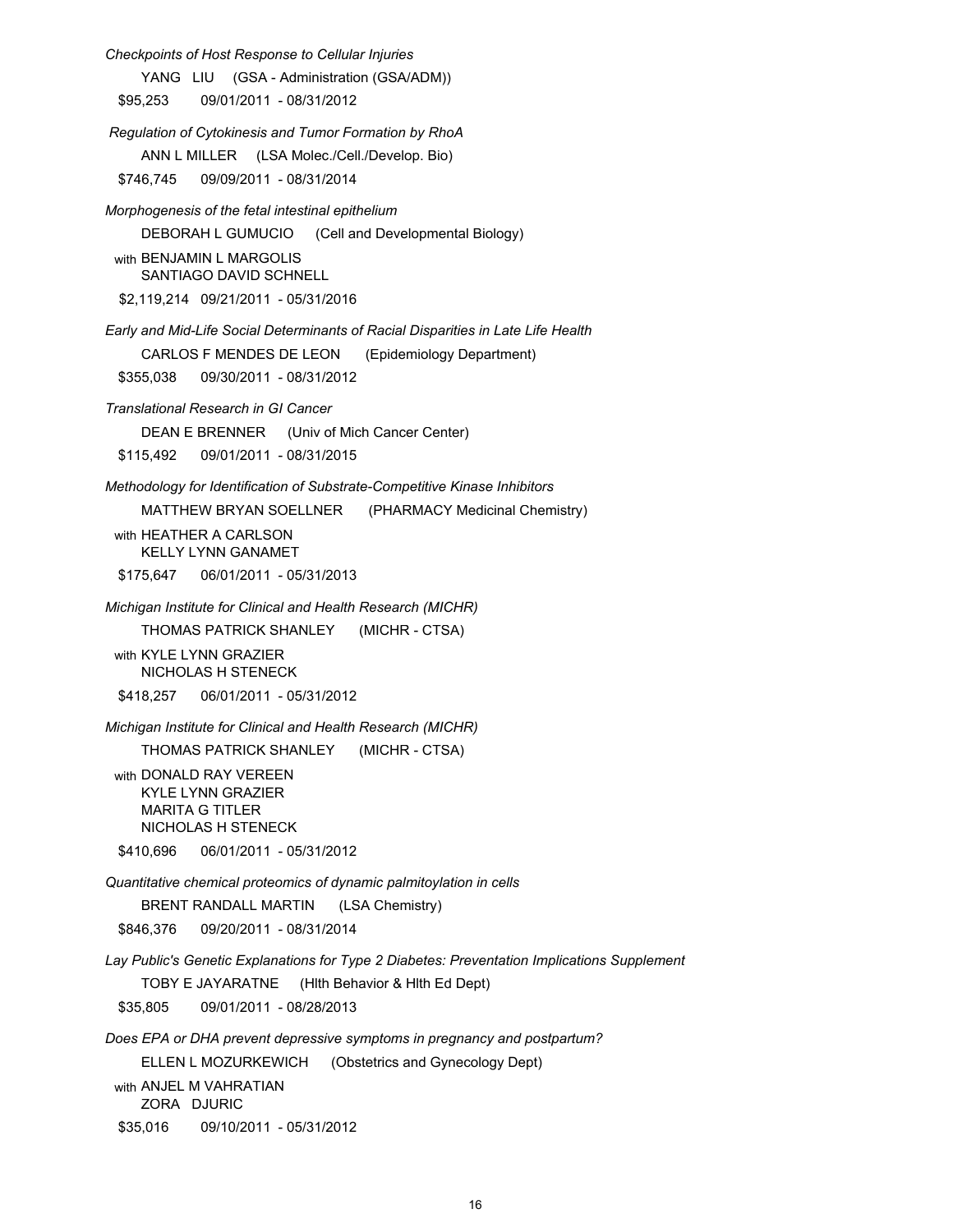*Checkpoints of Host Response to Cellular Injuries*

YANG LIU (GSA - Administration (GSA/ADM))

$95,253 09/01/2011 - 08/31/2012

*Regulation of Cytokinesis and Tumor Formation by RhoA*

ANN L MILLER (LSA Molec./Cell./Develop. Bio)

$746,745 09/09/2011 - 08/31/2014

*Morphogenesis of the fetal intestinal epithelium*

DEBORAH L GUMUCIO (Cell and Developmental Biology)

with BENJAMIN L MARGOLIS
SANTIAGO DAVID SCHNELL

$2,119,214 09/21/2011 - 05/31/2016

*Early and Mid-Life Social Determinants of Racial Disparities in Late Life Health*

CARLOS F MENDES DE LEON (Epidemiology Department)

$355,038 09/30/2011 - 08/31/2012

*Translational Research in GI Cancer*

DEAN E BRENNER (Univ of Mich Cancer Center)

$115,492 09/01/2011 - 08/31/2015

*Methodology for Identification of Substrate-Competitive Kinase Inhibitors*

MATTHEW BRYAN SOELLNER (PHARMACY Medicinal Chemistry)

with HEATHER A CARLSON
KELLY LYNN GANAMET

$175,647 06/01/2011 - 05/31/2013

*Michigan Institute for Clinical and Health Research (MICHR)*

THOMAS PATRICK SHANLEY (MICHR - CTSA)

with KYLE LYNN GRAZIER
NICHOLAS H STENECK

$418,257 06/01/2011 - 05/31/2012

*Michigan Institute for Clinical and Health Research (MICHR)*

THOMAS PATRICK SHANLEY (MICHR - CTSA)

with DONALD RAY VEREEN
KYLE LYNN GRAZIER
MARITA G TITLER
NICHOLAS H STENECK

$410,696 06/01/2011 - 05/31/2012

*Quantitative chemical proteomics of dynamic palmitoylation in cells*

BRENT RANDALL MARTIN (LSA Chemistry)

$846,376 09/20/2011 - 08/31/2014

*Lay Public's Genetic Explanations for Type 2 Diabetes: Preventation Implications Supplement*

TOBY E JAYARATNE (Hlth Behavior & Hlth Ed Dept)

$35,805 09/01/2011 - 08/28/2013

*Does EPA or DHA prevent depressive symptoms in pregnancy and postpartum?*

ELLEN L MOZURKEWICH (Obstetrics and Gynecology Dept)

with ANJEL M VAHRATIAN
ZORA DJURIC

$35,016 09/10/2011 - 05/31/2012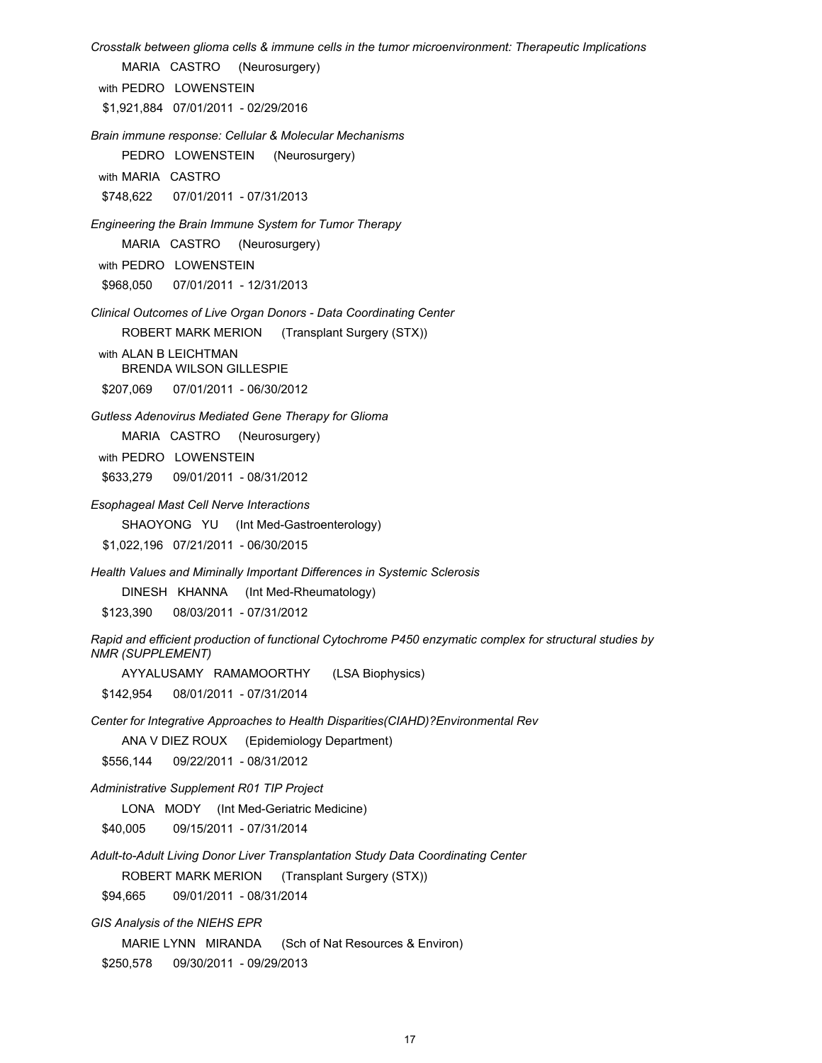*Crosstalk between glioma cells & immune cells in the tumor microenvironment: Therapeutic Implications*

MARIA CASTRO (Neurosurgery)

with PEDRO LOWENSTEIN

$1,921,884 07/01/2011 - 02/29/2016

*Brain immune response: Cellular & Molecular Mechanisms*

PEDRO LOWENSTEIN (Neurosurgery)

with MARIA CASTRO

$748,622 07/01/2011 - 07/31/2013

*Engineering the Brain Immune System for Tumor Therapy*

MARIA CASTRO (Neurosurgery)

with PEDRO LOWENSTEIN

$968,050 07/01/2011 - 12/31/2013

*Clinical Outcomes of Live Organ Donors - Data Coordinating Center*

ROBERT MARK MERION (Transplant Surgery (STX))

with ALAN B LEICHTMAN
BRENDA WILSON GILLESPIE

$207,069 07/01/2011 - 06/30/2012

*Gutless Adenovirus Mediated Gene Therapy for Glioma*

MARIA CASTRO (Neurosurgery)

with PEDRO LOWENSTEIN

$633,279 09/01/2011 - 08/31/2012

*Esophageal Mast Cell Nerve Interactions*

SHAOYONG YU (Int Med-Gastroenterology)

$1,022,196 07/21/2011 - 06/30/2015

*Health Values and Miminally Important Differences in Systemic Sclerosis*

DINESH KHANNA (Int Med-Rheumatology)

$123,390 08/03/2011 - 07/31/2012

*Rapid and efficient production of functional Cytochrome P450 enzymatic complex for structural studies by NMR (SUPPLEMENT)*

AYYALUSAMY RAMAMOORTHY (LSA Biophysics)

$142,954 08/01/2011 - 07/31/2014

*Center for Integrative Approaches to Health Disparities(CIAHD)?Environmental Rev*

ANA V DIEZ ROUX (Epidemiology Department)

$556,144 09/22/2011 - 08/31/2012

*Administrative Supplement R01 TIP Project*

LONA MODY (Int Med-Geriatric Medicine)

$40,005 09/15/2011 - 07/31/2014

*Adult-to-Adult Living Donor Liver Transplantation Study Data Coordinating Center*

ROBERT MARK MERION (Transplant Surgery (STX))

$94,665 09/01/2011 - 08/31/2014

*GIS Analysis of the NIEHS EPR*

MARIE LYNN MIRANDA (Sch of Nat Resources & Environ)

$250,578 09/30/2011 - 09/29/2013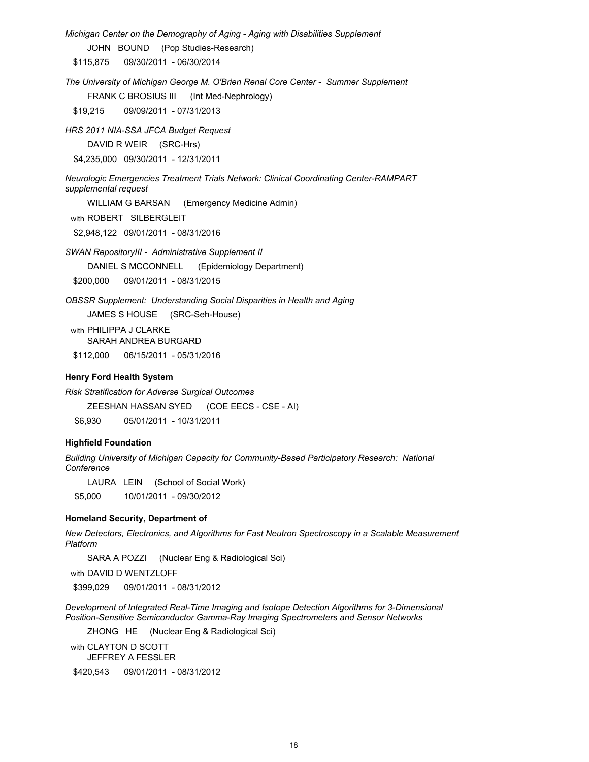*Michigan Center on the Demography of Aging - Aging with Disabilities Supplement*

JOHN BOUND (Pop Studies-Research)

$115,875 09/30/2011 - 06/30/2014

*The University of Michigan George M. O'Brien Renal Core Center - Summer Supplement*

FRANK C BROSIUS III (Int Med-Nephrology)

$19,215 09/09/2011 - 07/31/2013

*HRS 2011 NIA-SSA JFCA Budget Request*

DAVID R WEIR (SRC-Hrs)

$4,235,000 09/30/2011 - 12/31/2011

*Neurologic Emergencies Treatment Trials Network: Clinical Coordinating Center-RAMPART supplemental request*

WILLIAM G BARSAN (Emergency Medicine Admin)

with ROBERT SILBERGLEIT

$2,948,122 09/01/2011 - 08/31/2016

*SWAN RepositoryIII - Administrative Supplement II*

DANIEL S MCCONNELL (Epidemiology Department)

$200,000 09/01/2011 - 08/31/2015

*OBSSR Supplement: Understanding Social Disparities in Health and Aging*

JAMES S HOUSE (SRC-Seh-House)

with PHILIPPA J CLARKE
SARAH ANDREA BURGARD

$112,000 06/15/2011 - 05/31/2016

**Henry Ford Health System**

*Risk Stratification for Adverse Surgical Outcomes*

ZEESHAN HASSAN SYED (COE EECS - CSE - AI)

$6,930 05/01/2011 - 10/31/2011

**Highfield Foundation**

*Building University of Michigan Capacity for Community-Based Participatory Research: National Conference*

LAURA LEIN (School of Social Work)

$5,000 10/01/2011 - 09/30/2012

**Homeland Security, Department of**

*New Detectors, Electronics, and Algorithms for Fast Neutron Spectroscopy in a Scalable Measurement Platform*

SARA A POZZI (Nuclear Eng & Radiological Sci)

with DAVID D WENTZLOFF

$399,029 09/01/2011 - 08/31/2012

*Development of Integrated Real-Time Imaging and Isotope Detection Algorithms for 3-Dimensional Position-Sensitive Semiconductor Gamma-Ray Imaging Spectrometers and Sensor Networks*

ZHONG HE (Nuclear Eng & Radiological Sci)

with CLAYTON D SCOTT
JEFFREY A FESSLER

$420,543 09/01/2011 - 08/31/2012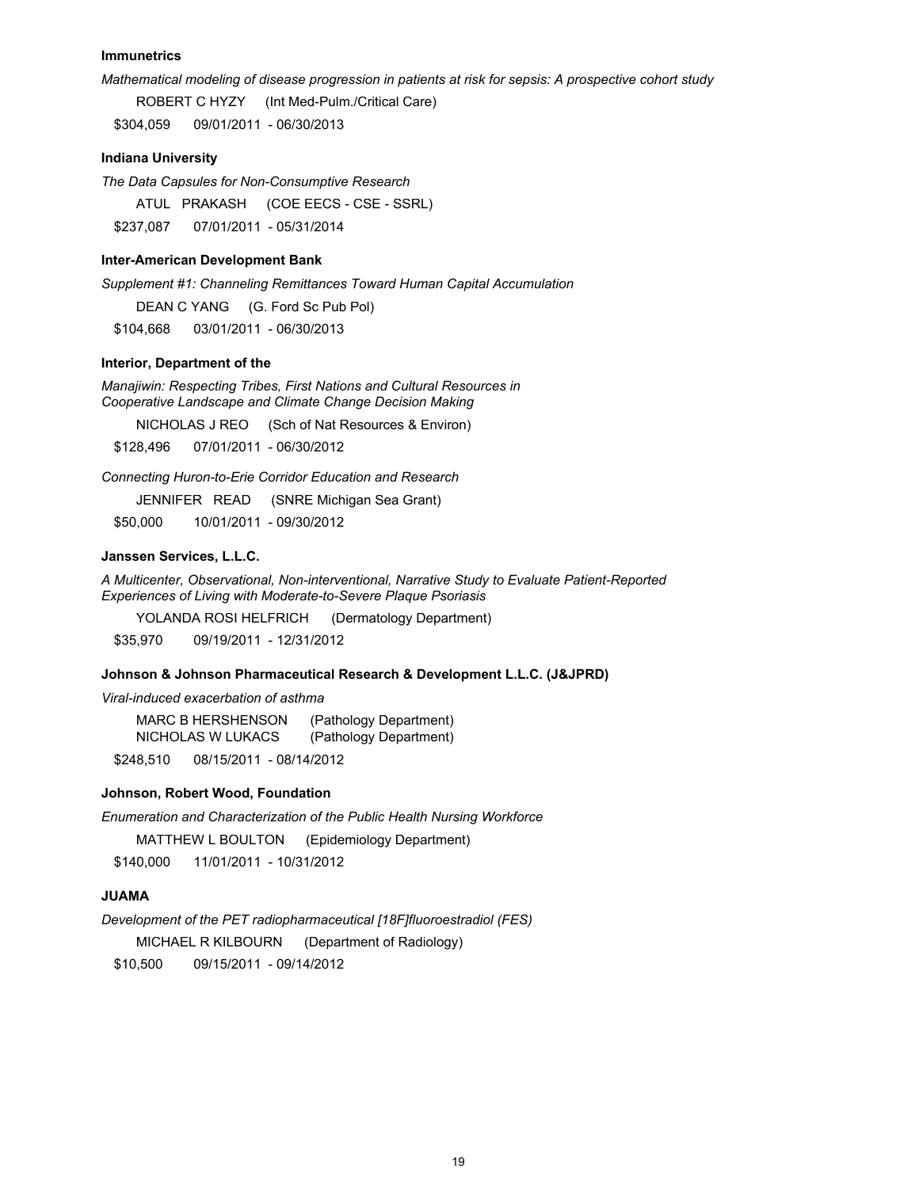**Immunetrics**

*Mathematical modeling of disease progression in patients at risk for sepsis: A prospective cohort study*

ROBERT C HYZY (Int Med-Pulm./Critical Care)

$304,059 09/01/2011 - 06/30/2013

**Indiana University**

*The Data Capsules for Non-Consumptive Research*

ATUL PRAKASH (COE EECS - CSE - SSRL)

$237,087 07/01/2011 - 05/31/2014

**Inter-American Development Bank**

*Supplement #1: Channeling Remittances Toward Human Capital Accumulation*

DEAN C YANG (G. Ford Sc Pub Pol)

$104,668 03/01/2011 - 06/30/2013

**Interior, Department of the**

*Manajiwin: Respecting Tribes, First Nations and Cultural Resources in Cooperative Landscape and Climate Change Decision Making*

NICHOLAS J REO (Sch of Nat Resources & Environ)

$128,496 07/01/2011 - 06/30/2012

*Connecting Huron-to-Erie Corridor Education and Research*

JENNIFER READ (SNRE Michigan Sea Grant)

$50,000 10/01/2011 - 09/30/2012

**Janssen Services, L.L.C.**

*A Multicenter, Observational, Non-interventional, Narrative Study to Evaluate Patient-Reported Experiences of Living with Moderate-to-Severe Plaque Psoriasis*

YOLANDA ROSI HELFRICH (Dermatology Department)

$35,970 09/19/2011 - 12/31/2012

**Johnson & Johnson Pharmaceutical Research & Development L.L.C. (J&JPRD)**

*Viral-induced exacerbation of asthma*

MARC B HERSHENSON (Pathology Department)
NICHOLAS W LUKACS (Pathology Department)

$248,510 08/15/2011 - 08/14/2012

**Johnson, Robert Wood, Foundation**

*Enumeration and Characterization of the Public Health Nursing Workforce*

MATTHEW L BOULTON (Epidemiology Department)

$140,000 11/01/2011 - 10/31/2012

**JUAMA**

*Development of the PET radiopharmaceutical [18F]fluoroestradiol (FES)*

MICHAEL R KILBOURN (Department of Radiology)

$10,500 09/15/2011 - 09/14/2012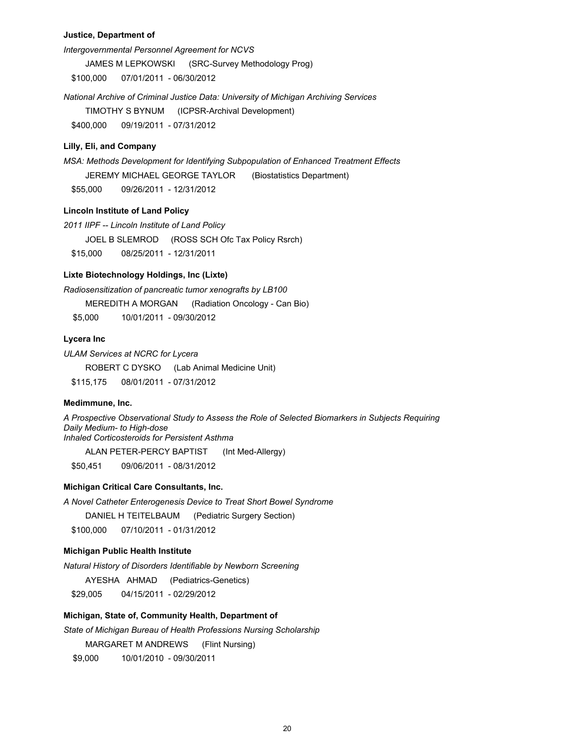**Justice, Department of**

*Intergovernmental Personnel Agreement for NCVS*

JAMES M LEPKOWSKI (SRC-Survey Methodology Prog)

$100,000 07/01/2011 - 06/30/2012

*National Archive of Criminal Justice Data: University of Michigan Archiving Services*

TIMOTHY S BYNUM (ICPSR-Archival Development)

$400,000 09/19/2011 - 07/31/2012

**Lilly, Eli, and Company**

*MSA: Methods Development for Identifying Subpopulation of Enhanced Treatment Effects*

JEREMY MICHAEL GEORGE TAYLOR (Biostatistics Department)

$55,000 09/26/2011 - 12/31/2012

**Lincoln Institute of Land Policy**

*2011 IIPF -- Lincoln Institute of Land Policy*

JOEL B SLEMROD (ROSS SCH Ofc Tax Policy Rsrch)

$15,000 08/25/2011 - 12/31/2011

**Lixte Biotechnology Holdings, Inc (Lixte)**

*Radiosensitization of pancreatic tumor xenografts by LB100*

MEREDITH A MORGAN (Radiation Oncology - Can Bio)

$5,000 10/01/2011 - 09/30/2012

**Lycera Inc**

*ULAM Services at NCRC for Lycera*

ROBERT C DYSKO (Lab Animal Medicine Unit)

$115,175 08/01/2011 - 07/31/2012

**Medimmune, Inc.**

*A Prospective Observational Study to Assess the Role of Selected Biomarkers in Subjects Requiring Daily Medium- to High-dose Inhaled Corticosteroids for Persistent Asthma*

ALAN PETER-PERCY BAPTIST (Int Med-Allergy)

$50,451 09/06/2011 - 08/31/2012

**Michigan Critical Care Consultants, Inc.**

*A Novel Catheter Enterogenesis Device to Treat Short Bowel Syndrome*

DANIEL H TEITELBAUM (Pediatric Surgery Section)

$100,000 07/10/2011 - 01/31/2012

**Michigan Public Health Institute**

*Natural History of Disorders Identifiable by Newborn Screening*

AYESHA AHMAD (Pediatrics-Genetics)

$29,005 04/15/2011 - 02/29/2012

**Michigan, State of, Community Health, Department of**

*State of Michigan Bureau of Health Professions Nursing Scholarship*

MARGARET M ANDREWS (Flint Nursing)

$9,000 10/01/2010 - 09/30/2011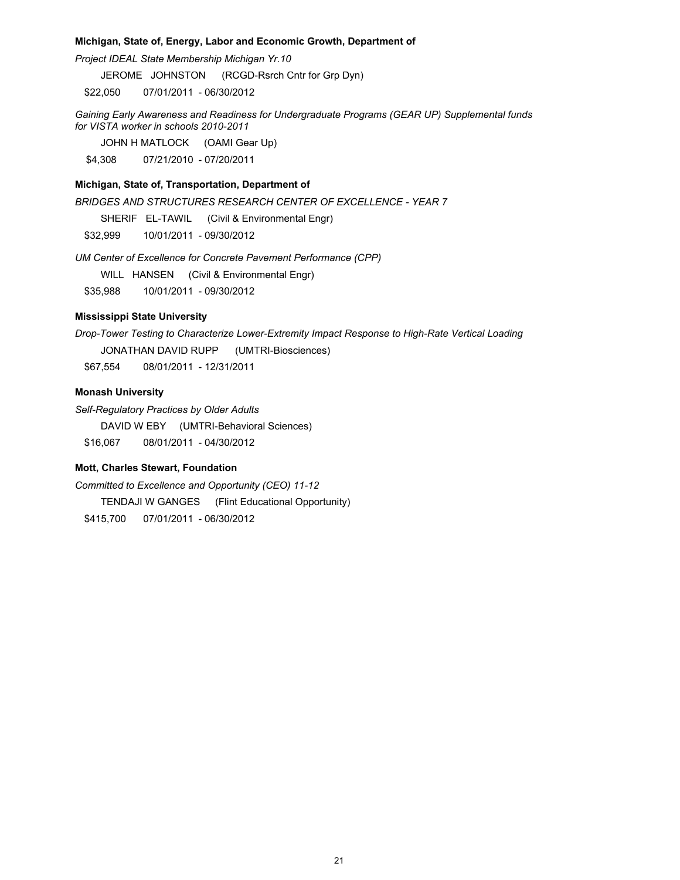**Michigan, State of, Energy, Labor and Economic Growth, Department of**

*Project IDEAL State Membership Michigan Yr.10*

JEROME JOHNSTON (RCGD-Rsrch Cntr for Grp Dyn)

$22,050 07/01/2011 - 06/30/2012

*Gaining Early Awareness and Readiness for Undergraduate Programs (GEAR UP) Supplemental funds for VISTA worker in schools 2010-2011*

JOHN H MATLOCK (OAMI Gear Up)

$4,308 07/21/2010 - 07/20/2011

**Michigan, State of, Transportation, Department of**

*BRIDGES AND STRUCTURES RESEARCH CENTER OF EXCELLENCE - YEAR 7*

SHERIF EL-TAWIL (Civil & Environmental Engr)

$32,999 10/01/2011 - 09/30/2012

*UM Center of Excellence for Concrete Pavement Performance (CPP)*

WILL HANSEN (Civil & Environmental Engr)

$35,988 10/01/2011 - 09/30/2012

**Mississippi State University**

*Drop-Tower Testing to Characterize Lower-Extremity Impact Response to High-Rate Vertical Loading*

JONATHAN DAVID RUPP (UMTRI-Biosciences)

$67,554 08/01/2011 - 12/31/2011

**Monash University**

*Self-Regulatory Practices by Older Adults*

DAVID W EBY (UMTRI-Behavioral Sciences)

$16,067 08/01/2011 - 04/30/2012

**Mott, Charles Stewart, Foundation**

*Committed to Excellence and Opportunity (CEO) 11-12*

TENDAJI W GANGES (Flint Educational Opportunity)

$415,700 07/01/2011 - 06/30/2012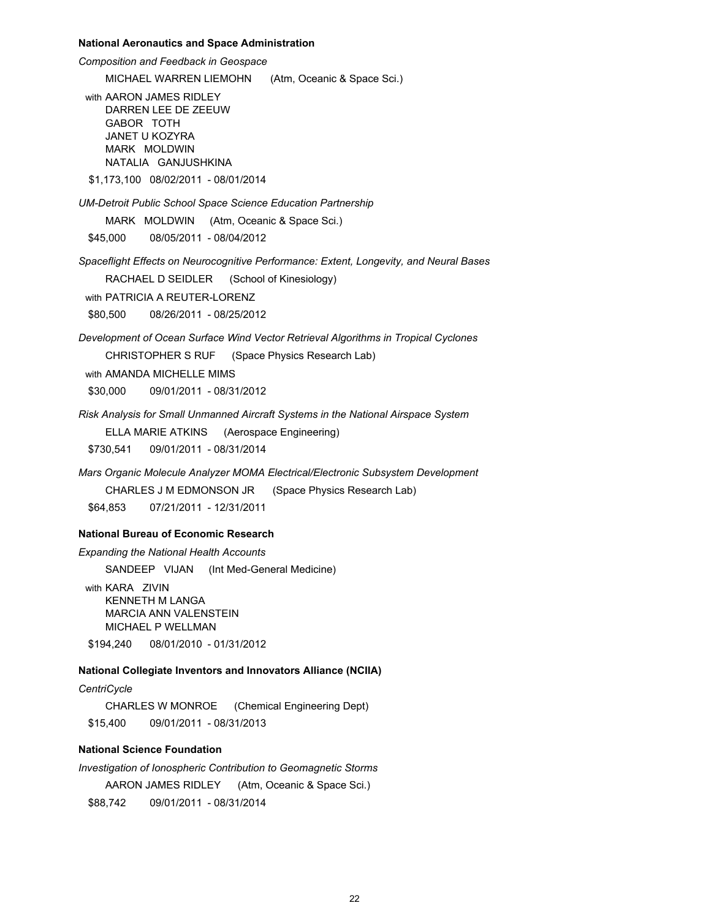**National Aeronautics and Space Administration**

*Composition and Feedback in Geospace*

MICHAEL WARREN LIEMOHN (Atm, Oceanic & Space Sci.)

with AARON JAMES RIDLEY
DARREN LEE DE ZEEUW
GABOR TOTH
JANET U KOZYRA
MARK MOLDWIN
NATALIA GANJUSHKINA

$1,173,100 08/02/2011 - 08/01/2014

*UM-Detroit Public School Space Science Education Partnership*

MARK MOLDWIN (Atm, Oceanic & Space Sci.)

$45,000 08/05/2011 - 08/04/2012

*Spaceflight Effects on Neurocognitive Performance: Extent, Longevity, and Neural Bases*

RACHAEL D SEIDLER (School of Kinesiology)

with PATRICIA A REUTER-LORENZ

$80,500 08/26/2011 - 08/25/2012

*Development of Ocean Surface Wind Vector Retrieval Algorithms in Tropical Cyclones*

CHRISTOPHER S RUF (Space Physics Research Lab)

with AMANDA MICHELLE MIMS

$30,000 09/01/2011 - 08/31/2012

*Risk Analysis for Small Unmanned Aircraft Systems in the National Airspace System*

ELLA MARIE ATKINS (Aerospace Engineering)

$730,541 09/01/2011 - 08/31/2014

*Mars Organic Molecule Analyzer MOMA Electrical/Electronic Subsystem Development*

CHARLES J M EDMONSON JR (Space Physics Research Lab)

$64,853 07/21/2011 - 12/31/2011

**National Bureau of Economic Research**

*Expanding the National Health Accounts*

SANDEEP VIJAN (Int Med-General Medicine)

with KARA ZIVIN
KENNETH M LANGA
MARCIA ANN VALENSTEIN
MICHAEL P WELLMAN

$194,240 08/01/2010 - 01/31/2012

**National Collegiate Inventors and Innovators Alliance (NCIIA)**

*CentriCycle*

CHARLES W MONROE (Chemical Engineering Dept)

$15,400 09/01/2011 - 08/31/2013

**National Science Foundation**

*Investigation of Ionospheric Contribution to Geomagnetic Storms*

AARON JAMES RIDLEY (Atm, Oceanic & Space Sci.)

$88,742 09/01/2011 - 08/31/2014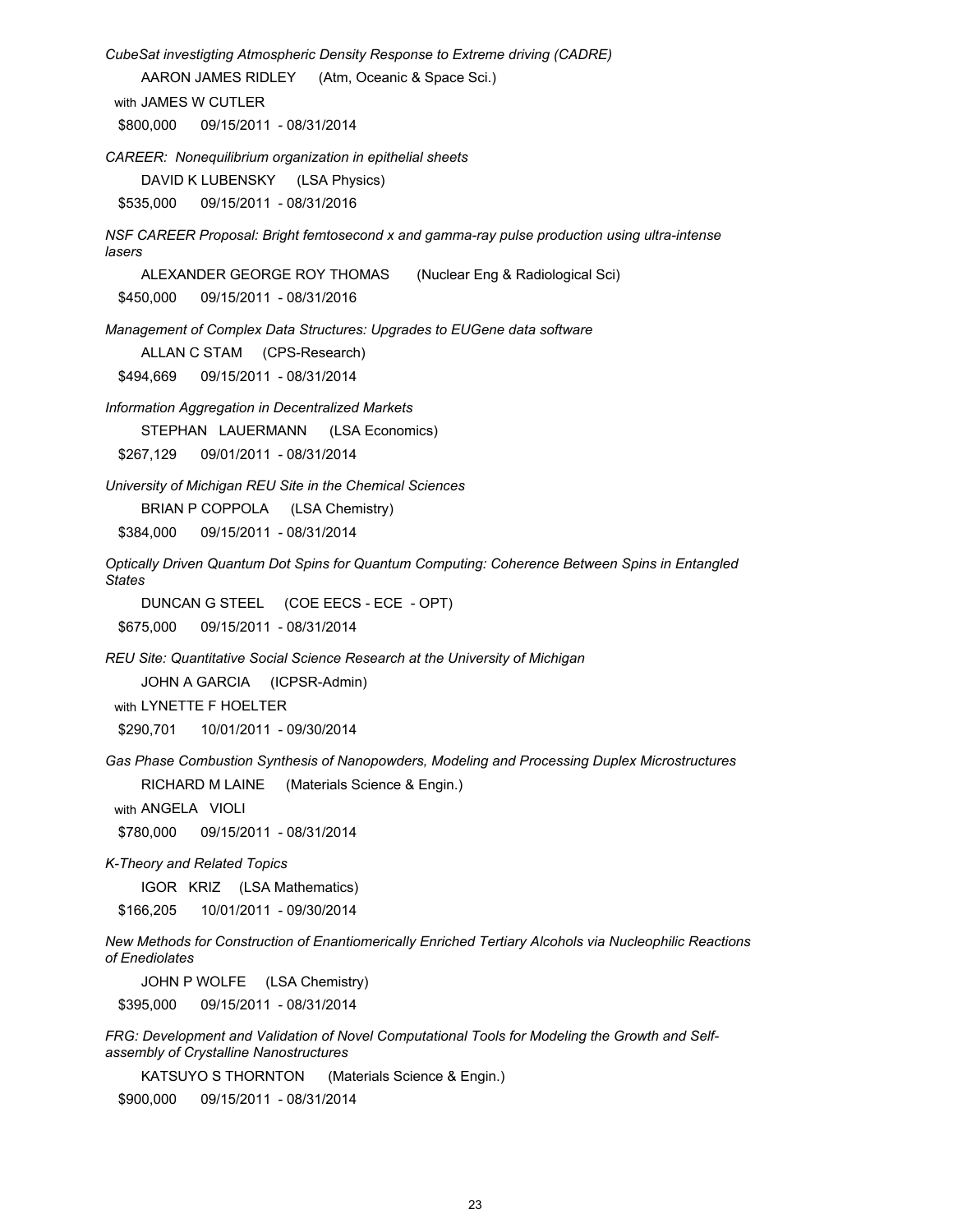*CubeSat investigting Atmospheric Density Response to Extreme driving (CADRE)*

AARON JAMES RIDLEY (Atm, Oceanic & Space Sci.)

with JAMES W CUTLER

$800,000 09/15/2011 - 08/31/2014

*CAREER: Nonequilibrium organization in epithelial sheets*

DAVID K LUBENSKY (LSA Physics)

$535,000 09/15/2011 - 08/31/2016

*NSF CAREER Proposal: Bright femtosecond x and gamma-ray pulse production using ultra-intense lasers*

ALEXANDER GEORGE ROY THOMAS (Nuclear Eng & Radiological Sci)

$450,000 09/15/2011 - 08/31/2016

*Management of Complex Data Structures: Upgrades to EUGene data software*

ALLAN C STAM (CPS-Research)

$494,669 09/15/2011 - 08/31/2014

*Information Aggregation in Decentralized Markets*

STEPHAN LAUERMANN (LSA Economics)

$267,129 09/01/2011 - 08/31/2014

*University of Michigan REU Site in the Chemical Sciences*

BRIAN P COPPOLA (LSA Chemistry)

$384,000 09/15/2011 - 08/31/2014

*Optically Driven Quantum Dot Spins for Quantum Computing: Coherence Between Spins in Entangled States*

DUNCAN G STEEL (COE EECS - ECE - OPT)

$675,000 09/15/2011 - 08/31/2014

*REU Site: Quantitative Social Science Research at the University of Michigan*

JOHN A GARCIA (ICPSR-Admin)

with LYNETTE F HOELTER

$290,701 10/01/2011 - 09/30/2014

*Gas Phase Combustion Synthesis of Nanopowders, Modeling and Processing Duplex Microstructures*

RICHARD M LAINE (Materials Science & Engin.)

with ANGELA VIOLI

$780,000 09/15/2011 - 08/31/2014

*K-Theory and Related Topics*

IGOR KRIZ (LSA Mathematics)

$166,205 10/01/2011 - 09/30/2014

*New Methods for Construction of Enantiomerically Enriched Tertiary Alcohols via Nucleophilic Reactions of Enediolates*

JOHN P WOLFE (LSA Chemistry)

$395,000 09/15/2011 - 08/31/2014

*FRG: Development and Validation of Novel Computational Tools for Modeling the Growth and Self-assembly of Crystalline Nanostructures*

KATSUYO S THORNTON (Materials Science & Engin.)

$900,000 09/15/2011 - 08/31/2014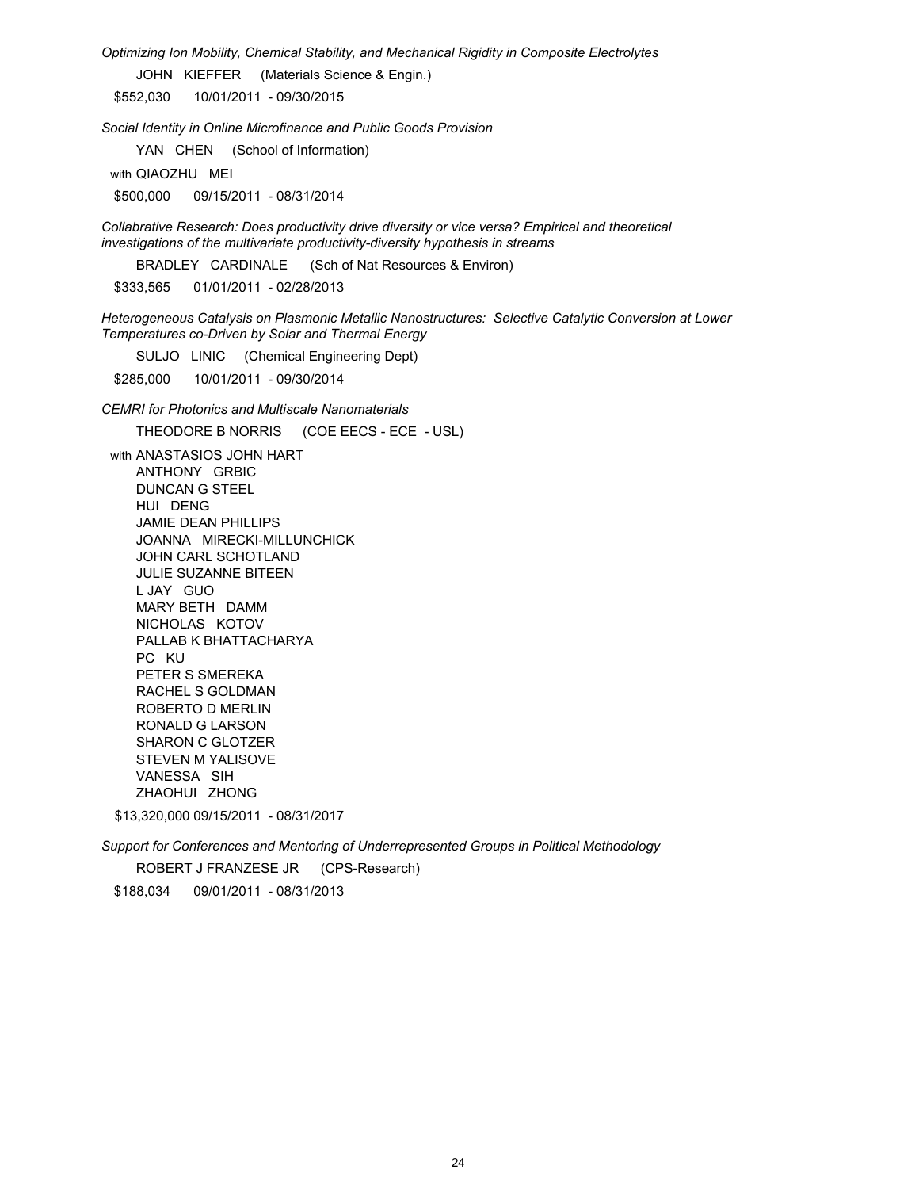*Optimizing Ion Mobility, Chemical Stability, and Mechanical Rigidity in Composite Electrolytes*

JOHN KIEFFER (Materials Science & Engin.)

$552,030 10/01/2011 - 09/30/2015

*Social Identity in Online Microfinance and Public Goods Provision*

YAN CHEN (School of Information)

with QIAOZHU MEI

$500,000 09/15/2011 - 08/31/2014

*Collabrative Research: Does productivity drive diversity or vice versa? Empirical and theoretical investigations of the multivariate productivity-diversity hypothesis in streams*

BRADLEY CARDINALE (Sch of Nat Resources & Environ)

$333,565 01/01/2011 - 02/28/2013

*Heterogeneous Catalysis on Plasmonic Metallic Nanostructures: Selective Catalytic Conversion at Lower Temperatures co-Driven by Solar and Thermal Energy*

SULJO LINIC (Chemical Engineering Dept)

$285,000 10/01/2011 - 09/30/2014

*CEMRI for Photonics and Multiscale Nanomaterials*

THEODORE B NORRIS (COE EECS - ECE - USL)

with ANASTASIOS JOHN HART
ANTHONY GRBIC
DUNCAN G STEEL
HUI DENG
JAMIE DEAN PHILLIPS
JOANNA MIRECKI-MILLUNCHICK
JOHN CARL SCHOTLAND
JULIE SUZANNE BITEEN
L JAY GUO
MARY BETH DAMM
NICHOLAS KOTOV
PALLAB K BHATTACHARYA
PC KU
PETER S SMEREKA
RACHEL S GOLDMAN
ROBERTO D MERLIN
RONALD G LARSON
SHARON C GLOTZER
STEVEN M YALISOVE
VANESSA SIH
ZHAOHUI ZHONG

$13,320,000 09/15/2011 - 08/31/2017

*Support for Conferences and Mentoring of Underrepresented Groups in Political Methodology*

ROBERT J FRANZESE JR (CPS-Research)

$188,034 09/01/2011 - 08/31/2013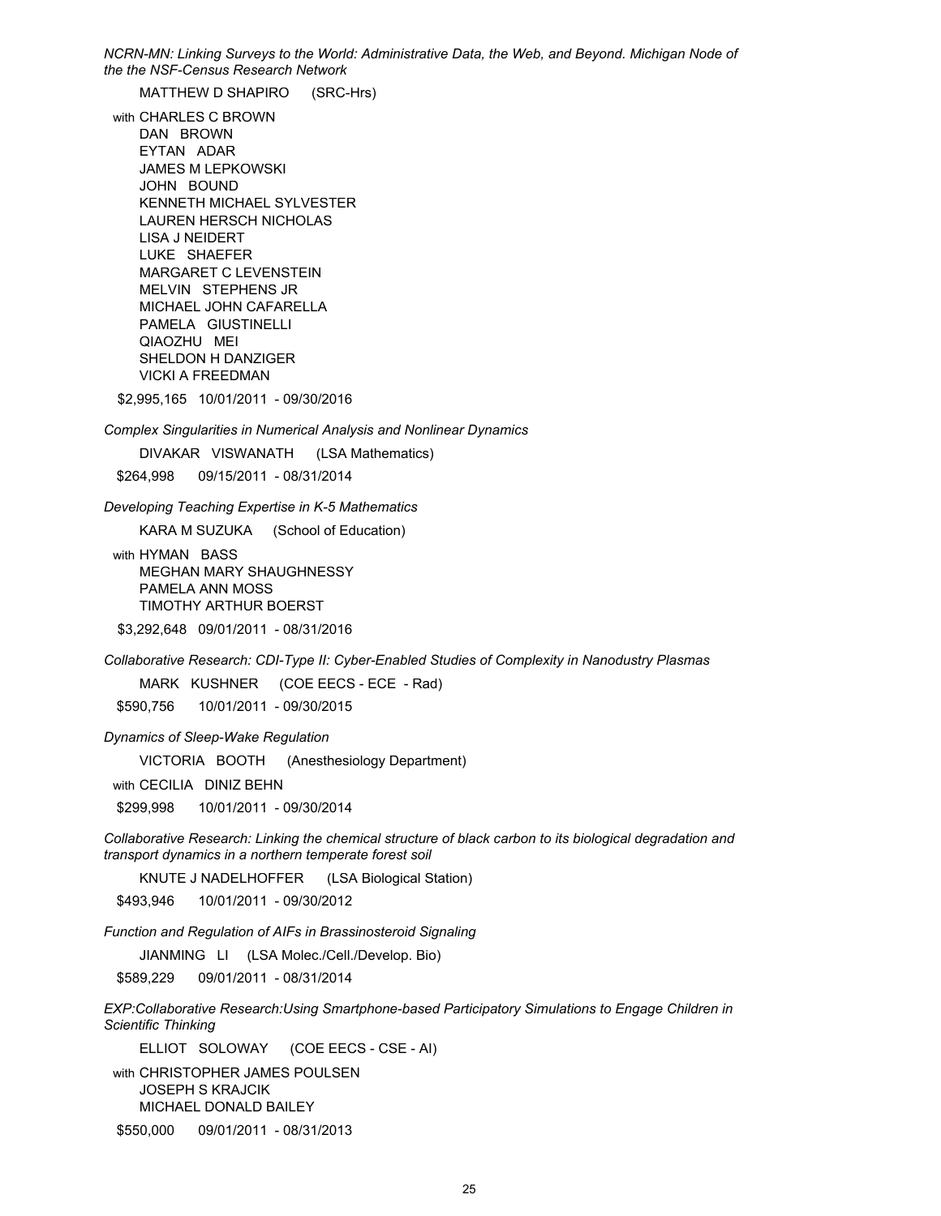*NCRN-MN: Linking Surveys to the World: Administrative Data, the Web, and Beyond. Michigan Node of the the NSF-Census Research Network*

MATTHEW D SHAPIRO (SRC-Hrs)

with CHARLES C BROWN
DAN BROWN
EYTAN ADAR
JAMES M LEPKOWSKI
JOHN BOUND
KENNETH MICHAEL SYLVESTER
LAUREN HERSCH NICHOLAS
LISA J NEIDERT
LUKE SHAEFER
MARGARET C LEVENSTEIN
MELVIN STEPHENS JR
MICHAEL JOHN CAFARELLA
PAMELA GIUSTINELLI
QIAOZHU MEI
SHELDON H DANZIGER
VICKI A FREEDMAN

$2,995,165 10/01/2011 - 09/30/2016

*Complex Singularities in Numerical Analysis and Nonlinear Dynamics*

DIVAKAR VISWANATH (LSA Mathematics)

$264,998 09/15/2011 - 08/31/2014

*Developing Teaching Expertise in K-5 Mathematics*

KARA M SUZUKA (School of Education)

with HYMAN BASS
MEGHAN MARY SHAUGHNESSY
PAMELA ANN MOSS
TIMOTHY ARTHUR BOERST

$3,292,648 09/01/2011 - 08/31/2016

*Collaborative Research: CDI-Type II: Cyber-Enabled Studies of Complexity in Nanodustry Plasmas*

MARK KUSHNER (COE EECS - ECE - Rad)

$590,756 10/01/2011 - 09/30/2015

*Dynamics of Sleep-Wake Regulation*

VICTORIA BOOTH (Anesthesiology Department)

with CECILIA DINIZ BEHN

$299,998 10/01/2011 - 09/30/2014

*Collaborative Research: Linking the chemical structure of black carbon to its biological degradation and transport dynamics in a northern temperate forest soil*

KNUTE J NADELHOFFER (LSA Biological Station)

$493,946 10/01/2011 - 09/30/2012

*Function and Regulation of AIFs in Brassinosteroid Signaling*

JIANMING LI (LSA Molec./Cell./Develop. Bio)

$589,229 09/01/2011 - 08/31/2014

*EXP:Collaborative Research:Using Smartphone-based Participatory Simulations to Engage Children in Scientific Thinking*

ELLIOT SOLOWAY (COE EECS - CSE - AI)

with CHRISTOPHER JAMES POULSEN
JOSEPH S KRAJCIK
MICHAEL DONALD BAILEY

$550,000 09/01/2011 - 08/31/2013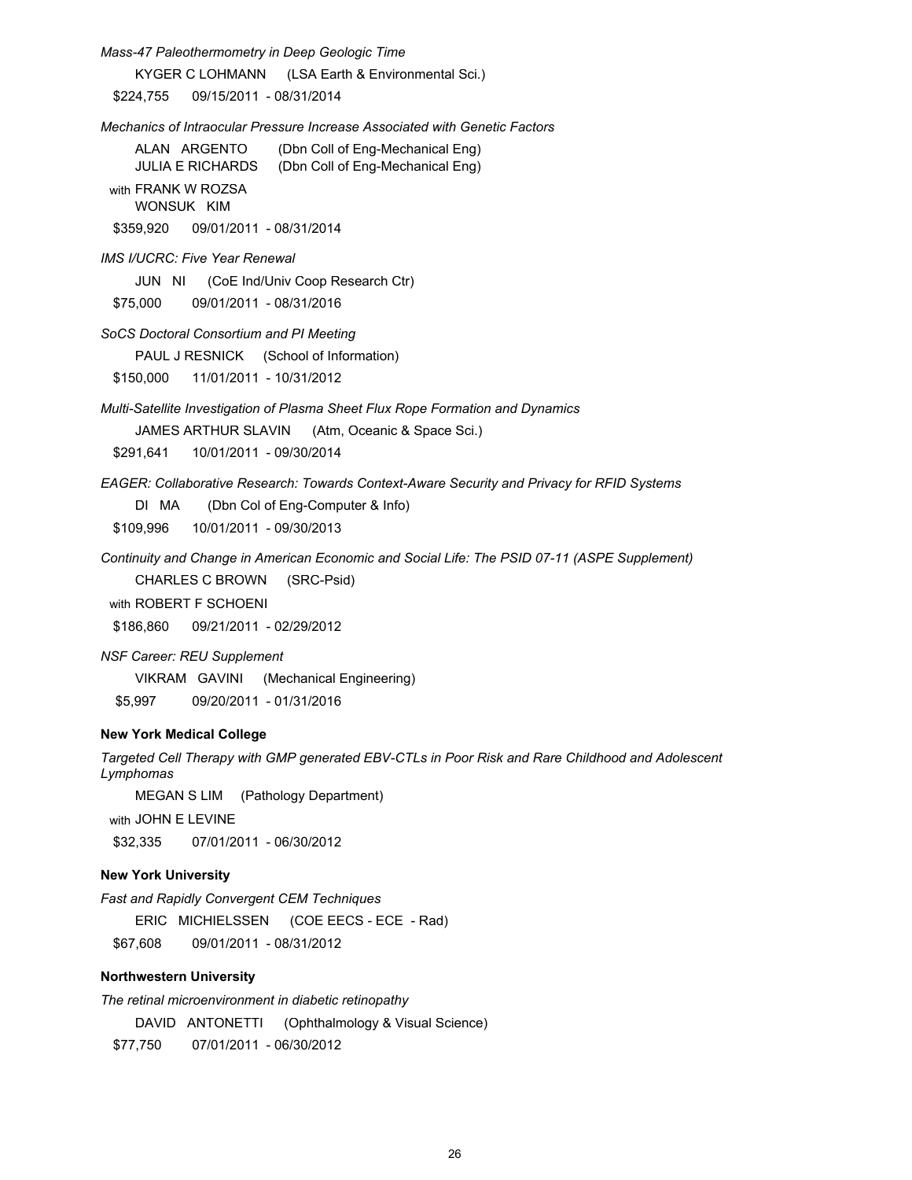*Mass-47 Paleothermometry in Deep Geologic Time*

KYGER C LOHMANN (LSA Earth & Environmental Sci.)

$224,755 09/15/2011 - 08/31/2014

*Mechanics of Intraocular Pressure Increase Associated with Genetic Factors*

ALAN ARGENTO (Dbn Coll of Eng-Mechanical Eng)
JULIA E RICHARDS (Dbn Coll of Eng-Mechanical Eng)

with FRANK W ROZSA
WONSUK KIM

$359,920 09/01/2011 - 08/31/2014

*IMS I/UCRC: Five Year Renewal*

JUN NI (CoE Ind/Univ Coop Research Ctr)

$75,000 09/01/2011 - 08/31/2016

*SoCS Doctoral Consortium and PI Meeting*

PAUL J RESNICK (School of Information)

$150,000 11/01/2011 - 10/31/2012

*Multi-Satellite Investigation of Plasma Sheet Flux Rope Formation and Dynamics*

JAMES ARTHUR SLAVIN (Atm, Oceanic & Space Sci.)

$291,641 10/01/2011 - 09/30/2014

*EAGER: Collaborative Research: Towards Context-Aware Security and Privacy for RFID Systems*

DI MA (Dbn Col of Eng-Computer & Info)

$109,996 10/01/2011 - 09/30/2013

*Continuity and Change in American Economic and Social Life: The PSID 07-11 (ASPE Supplement)*

CHARLES C BROWN (SRC-Psid)

with ROBERT F SCHOENI

$186,860 09/21/2011 - 02/29/2012

*NSF Career: REU Supplement*

VIKRAM GAVINI (Mechanical Engineering)

$5,997 09/20/2011 - 01/31/2016

**New York Medical College**

*Targeted Cell Therapy with GMP generated EBV-CTLs in Poor Risk and Rare Childhood and Adolescent Lymphomas*

MEGAN S LIM (Pathology Department)

with JOHN E LEVINE

$32,335 07/01/2011 - 06/30/2012

**New York University**

*Fast and Rapidly Convergent CEM Techniques*

ERIC MICHIELSSEN (COE EECS - ECE - Rad)

$67,608 09/01/2011 - 08/31/2012

**Northwestern University**

*The retinal microenvironment in diabetic retinopathy*

DAVID ANTONETTI (Ophthalmology & Visual Science)

$77,750 07/01/2011 - 06/30/2012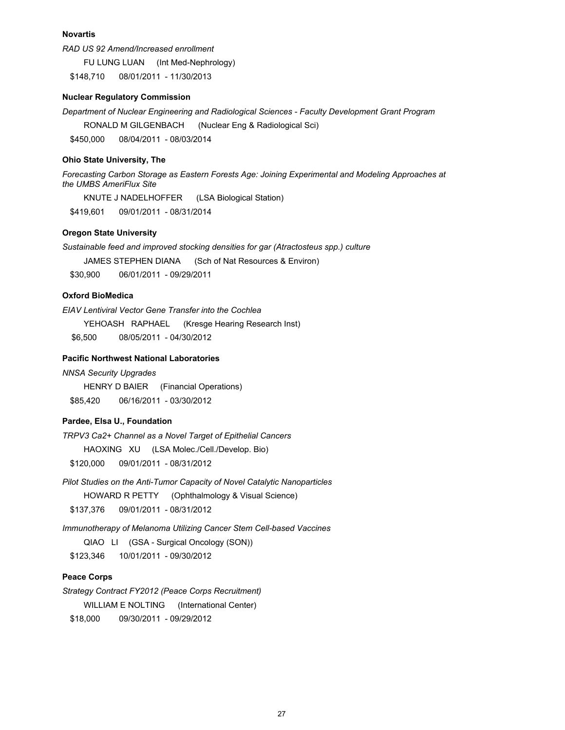**Novartis**

*RAD US 92 Amend/Increased enrollment*

FU LUNG LUAN (Int Med-Nephrology)

$148,710 08/01/2011 - 11/30/2013

**Nuclear Regulatory Commission**

*Department of Nuclear Engineering and Radiological Sciences - Faculty Development Grant Program*

RONALD M GILGENBACH (Nuclear Eng & Radiological Sci)

$450,000 08/04/2011 - 08/03/2014

**Ohio State University, The**

*Forecasting Carbon Storage as Eastern Forests Age: Joining Experimental and Modeling Approaches at the UMBS AmeriFlux Site*

KNUTE J NADELHOFFER (LSA Biological Station)

$419,601 09/01/2011 - 08/31/2014

**Oregon State University**

*Sustainable feed and improved stocking densities for gar (Atractosteus spp.) culture*

JAMES STEPHEN DIANA (Sch of Nat Resources & Environ)

$30,900 06/01/2011 - 09/29/2011

**Oxford BioMedica**

*EIAV Lentiviral Vector Gene Transfer into the Cochlea*

YEHOASH RAPHAEL (Kresge Hearing Research Inst)

$6,500 08/05/2011 - 04/30/2012

**Pacific Northwest National Laboratories**

*NNSA Security Upgrades*

HENRY D BAIER (Financial Operations)

$85,420 06/16/2011 - 03/30/2012

**Pardee, Elsa U., Foundation**

*TRPV3 Ca2+ Channel as a Novel Target of Epithelial Cancers*

HAOXING XU (LSA Molec./Cell./Develop. Bio)

$120,000 09/01/2011 - 08/31/2012

*Pilot Studies on the Anti-Tumor Capacity of Novel Catalytic Nanoparticles*

HOWARD R PETTY (Ophthalmology & Visual Science)

$137,376 09/01/2011 - 08/31/2012

*Immunotherapy of Melanoma Utilizing Cancer Stem Cell-based Vaccines*

QIAO LI (GSA - Surgical Oncology (SON))

$123,346 10/01/2011 - 09/30/2012

**Peace Corps**

*Strategy Contract FY2012 (Peace Corps Recruitment)*

WILLIAM E NOLTING (International Center)

$18,000 09/30/2011 - 09/29/2012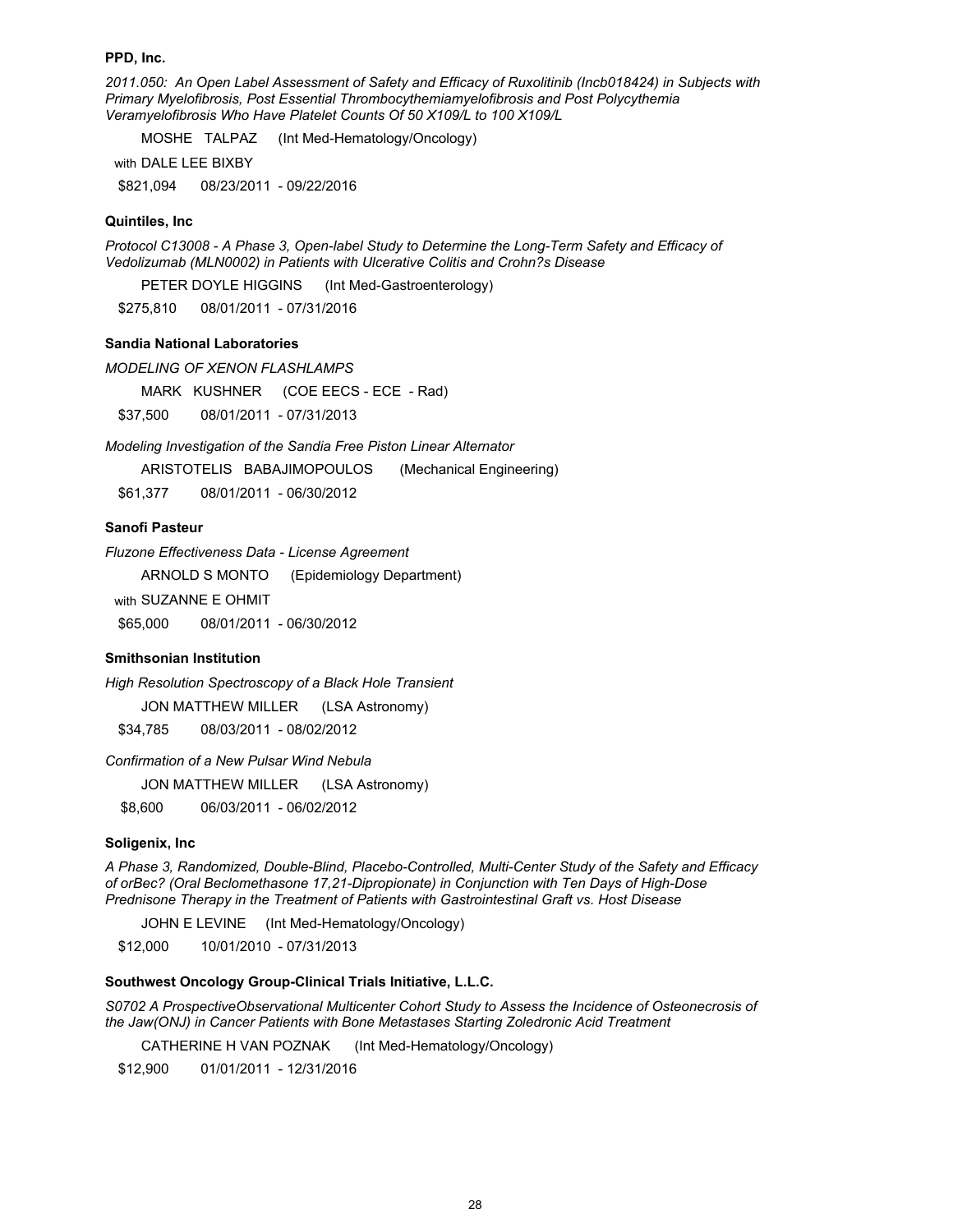**PPD, Inc.**

*2011.050: An Open Label Assessment of Safety and Efficacy of Ruxolitinib (Incb018424) in Subjects with Primary Myelofibrosis, Post Essential Thrombocythemiamyelofibrosis and Post Polycythemia Veramyelofibrosis Who Have Platelet Counts Of 50 X109/L to 100 X109/L*

MOSHE TALPAZ (Int Med-Hematology/Oncology)

with DALE LEE BIXBY

$821,094 08/23/2011 - 09/22/2016

**Quintiles, Inc**

*Protocol C13008 - A Phase 3, Open-label Study to Determine the Long-Term Safety and Efficacy of Vedolizumab (MLN0002) in Patients with Ulcerative Colitis and Crohn?s Disease*

PETER DOYLE HIGGINS (Int Med-Gastroenterology)

$275,810 08/01/2011 - 07/31/2016

**Sandia National Laboratories**

*MODELING OF XENON FLASHLAMPS*

MARK KUSHNER (COE EECS - ECE - Rad)

$37,500 08/01/2011 - 07/31/2013

*Modeling Investigation of the Sandia Free Piston Linear Alternator*

ARISTOTELIS BABAJIMOPOULOS (Mechanical Engineering)

$61,377 08/01/2011 - 06/30/2012

**Sanofi Pasteur**

*Fluzone Effectiveness Data - License Agreement*

ARNOLD S MONTO (Epidemiology Department)

with SUZANNE E OHMIT

$65,000 08/01/2011 - 06/30/2012

**Smithsonian Institution**

*High Resolution Spectroscopy of a Black Hole Transient*

JON MATTHEW MILLER (LSA Astronomy)

$34,785 08/03/2011 - 08/02/2012

*Confirmation of a New Pulsar Wind Nebula*

JON MATTHEW MILLER (LSA Astronomy)

$8,600 06/03/2011 - 06/02/2012

**Soligenix, Inc**

*A Phase 3, Randomized, Double-Blind, Placebo-Controlled, Multi-Center Study of the Safety and Efficacy of orBec? (Oral Beclomethasone 17,21-Dipropionate) in Conjunction with Ten Days of High-Dose Prednisone Therapy in the Treatment of Patients with Gastrointestinal Graft vs. Host Disease*

JOHN E LEVINE (Int Med-Hematology/Oncology)

$12,000 10/01/2010 - 07/31/2013

**Southwest Oncology Group-Clinical Trials Initiative, L.L.C.**

*S0702 A ProspectiveObservational Multicenter Cohort Study to Assess the Incidence of Osteonecrosis of the Jaw(ONJ) in Cancer Patients with Bone Metastases Starting Zoledronic Acid Treatment*

CATHERINE H VAN POZNAK (Int Med-Hematology/Oncology)

$12,900 01/01/2011 - 12/31/2016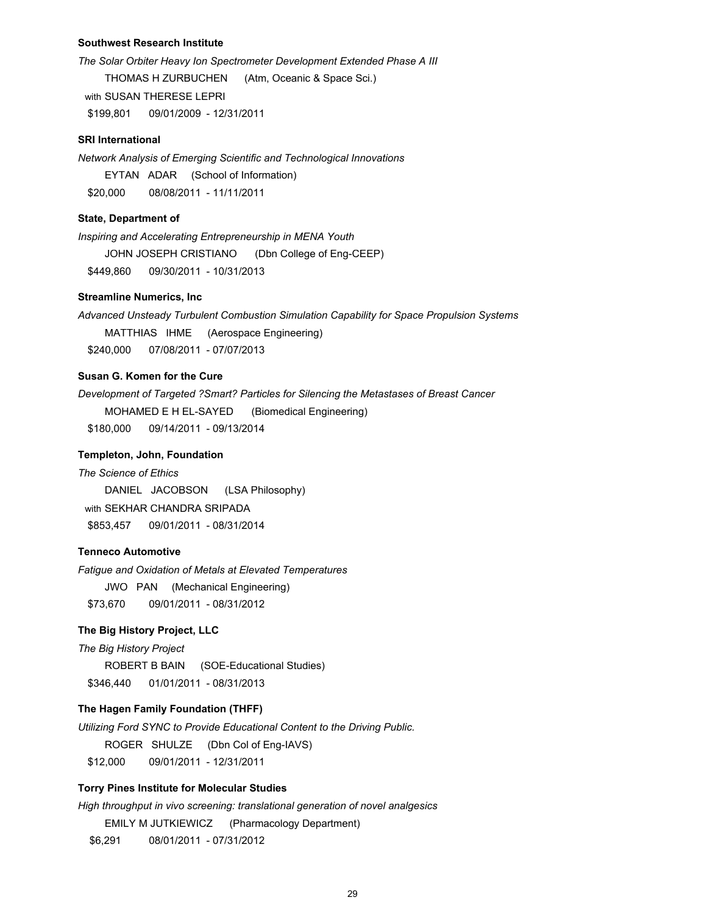**Southwest Research Institute**

*The Solar Orbiter Heavy Ion Spectrometer Development Extended Phase A III*

THOMAS H ZURBUCHEN (Atm, Oceanic & Space Sci.)

with SUSAN THERESE LEPRI

$199,801 09/01/2009 - 12/31/2011

**SRI International**

*Network Analysis of Emerging Scientific and Technological Innovations*

EYTAN ADAR (School of Information)

$20,000 08/08/2011 - 11/11/2011

**State, Department of**

*Inspiring and Accelerating Entrepreneurship in MENA Youth*

JOHN JOSEPH CRISTIANO (Dbn College of Eng-CEEP)

$449,860 09/30/2011 - 10/31/2013

**Streamline Numerics, Inc**

*Advanced Unsteady Turbulent Combustion Simulation Capability for Space Propulsion Systems*

MATTHIAS IHME (Aerospace Engineering)

$240,000 07/08/2011 - 07/07/2013

**Susan G. Komen for the Cure**

*Development of Targeted ?Smart? Particles for Silencing the Metastases of Breast Cancer*

MOHAMED E H EL-SAYED (Biomedical Engineering)

$180,000 09/14/2011 - 09/13/2014

**Templeton, John, Foundation**

*The Science of Ethics*

DANIEL JACOBSON (LSA Philosophy)

with SEKHAR CHANDRA SRIPADA

$853,457 09/01/2011 - 08/31/2014

**Tenneco Automotive**

*Fatigue and Oxidation of Metals at Elevated Temperatures*

JWO PAN (Mechanical Engineering)

$73,670 09/01/2011 - 08/31/2012

**The Big History Project, LLC**

*The Big History Project*

ROBERT B BAIN (SOE-Educational Studies)

$346,440 01/01/2011 - 08/31/2013

**The Hagen Family Foundation (THFF)**

*Utilizing Ford SYNC to Provide Educational Content to the Driving Public.*

ROGER SHULZE (Dbn Col of Eng-IAVS)

$12,000 09/01/2011 - 12/31/2011

**Torry Pines Institute for Molecular Studies**

*High throughput in vivo screening: translational generation of novel analgesics*

EMILY M JUTKIEWICZ (Pharmacology Department)

$6,291 08/01/2011 - 07/31/2012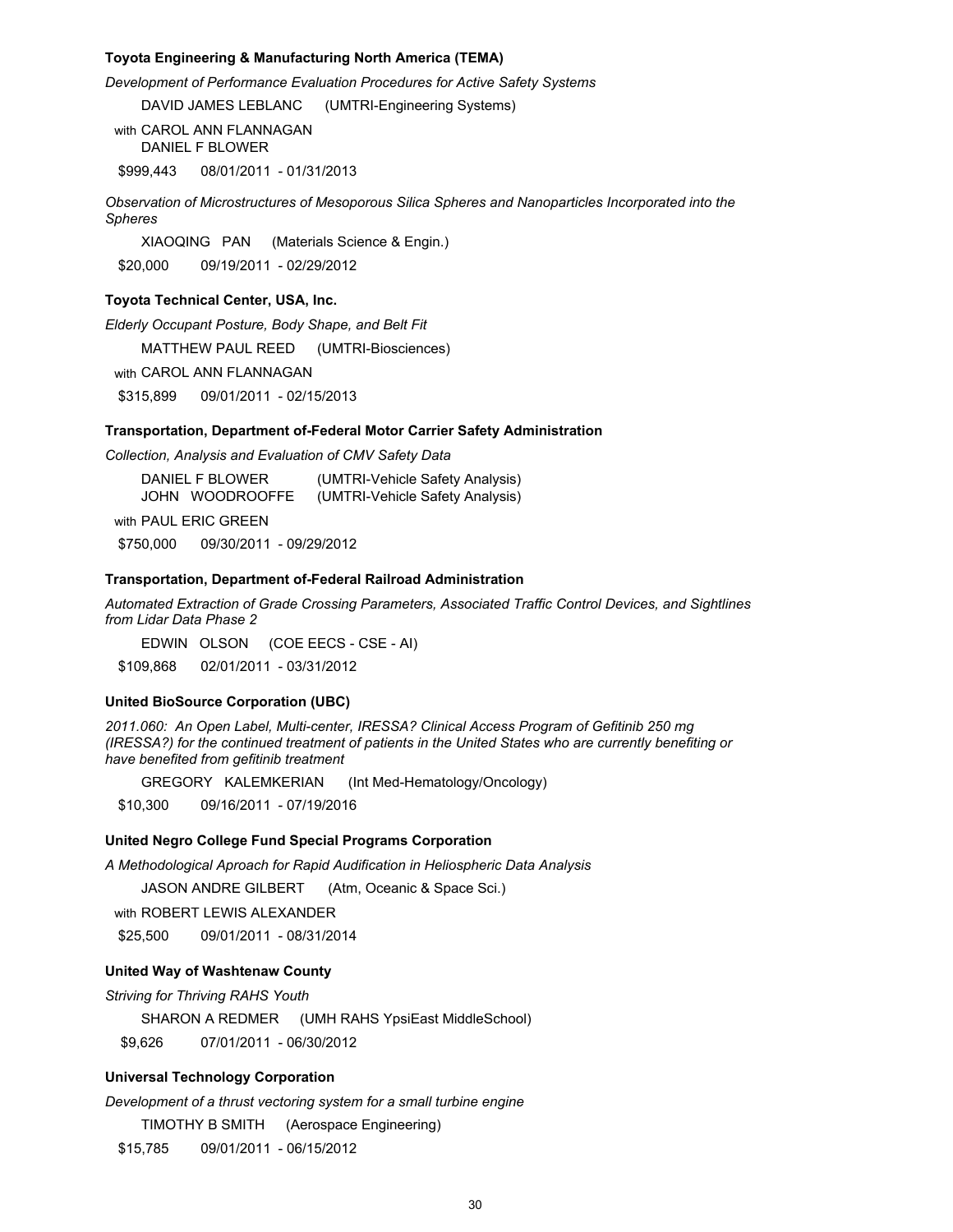**Toyota Engineering & Manufacturing North America (TEMA)**

*Development of Performance Evaluation Procedures for Active Safety Systems*

DAVID JAMES LEBLANC (UMTRI-Engineering Systems)

with CAROL ANN FLANNAGAN
DANIEL F BLOWER

$999,443 08/01/2011 - 01/31/2013

*Observation of Microstructures of Mesoporous Silica Spheres and Nanoparticles Incorporated into the Spheres*

XIAOQING PAN (Materials Science & Engin.)

$20,000 09/19/2011 - 02/29/2012

**Toyota Technical Center, USA, Inc.**

*Elderly Occupant Posture, Body Shape, and Belt Fit*

MATTHEW PAUL REED (UMTRI-Biosciences)

with CAROL ANN FLANNAGAN

$315,899 09/01/2011 - 02/15/2013

**Transportation, Department of-Federal Motor Carrier Safety Administration**

*Collection, Analysis and Evaluation of CMV Safety Data*

DANIEL F BLOWER (UMTRI-Vehicle Safety Analysis)
JOHN WOODROOFFE (UMTRI-Vehicle Safety Analysis)

with PAUL ERIC GREEN

$750,000 09/30/2011 - 09/29/2012

**Transportation, Department of-Federal Railroad Administration**

*Automated Extraction of Grade Crossing Parameters, Associated Traffic Control Devices, and Sightlines from Lidar Data Phase 2*

EDWIN OLSON (COE EECS - CSE - AI)

$109,868 02/01/2011 - 03/31/2012

**United BioSource Corporation (UBC)**

*2011.060: An Open Label, Multi-center, IRESSA? Clinical Access Program of Gefitinib 250 mg (IRESSA?) for the continued treatment of patients in the United States who are currently benefiting or have benefited from gefitinib treatment*

GREGORY KALEMKERIAN (Int Med-Hematology/Oncology)

$10,300 09/16/2011 - 07/19/2016

**United Negro College Fund Special Programs Corporation**

*A Methodological Aproach for Rapid Audification in Heliospheric Data Analysis*

JASON ANDRE GILBERT (Atm, Oceanic & Space Sci.)

with ROBERT LEWIS ALEXANDER

$25,500 09/01/2011 - 08/31/2014

**United Way of Washtenaw County**

*Striving for Thriving RAHS Youth*

SHARON A REDMER (UMH RAHS YpsiEast MiddleSchool)

$9,626 07/01/2011 - 06/30/2012

**Universal Technology Corporation**

*Development of a thrust vectoring system for a small turbine engine*

TIMOTHY B SMITH (Aerospace Engineering)

$15,785 09/01/2011 - 06/15/2012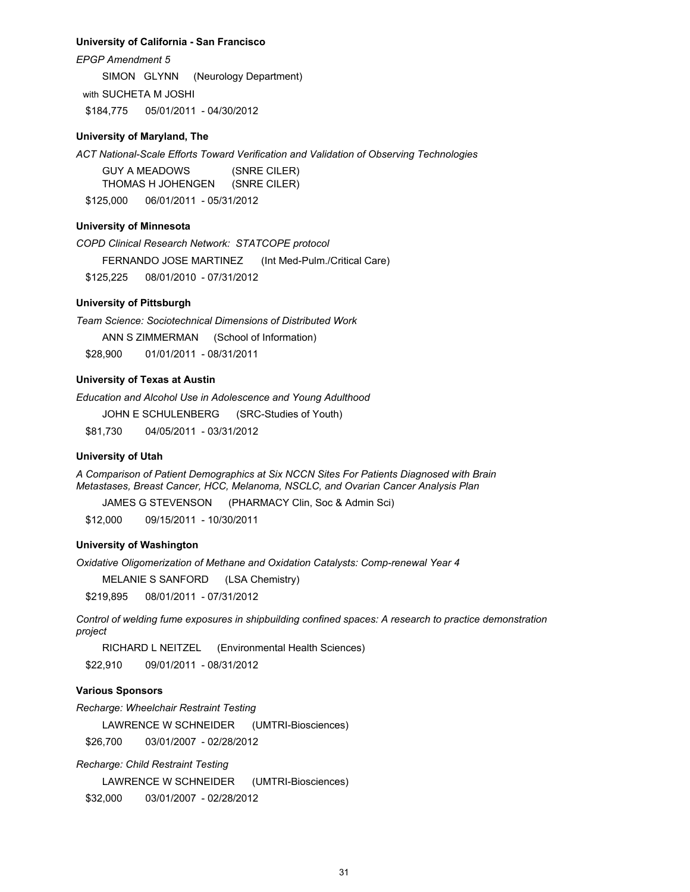**University of California - San Francisco**

*EPGP Amendment 5*

SIMON GLYNN (Neurology Department)

with SUCHETA M JOSHI

$184,775 05/01/2011 - 04/30/2012

**University of Maryland, The**

*ACT National-Scale Efforts Toward Verification and Validation of Observing Technologies*

GUY A MEADOWS (SNRE CILER)
THOMAS H JOHENGEN (SNRE CILER)

$125,000 06/01/2011 - 05/31/2012

**University of Minnesota**

*COPD Clinical Research Network: STATCOPE protocol*

FERNANDO JOSE MARTINEZ (Int Med-Pulm./Critical Care)

$125,225 08/01/2010 - 07/31/2012

**University of Pittsburgh**

*Team Science: Sociotechnical Dimensions of Distributed Work*

ANN S ZIMMERMAN (School of Information)

$28,900 01/01/2011 - 08/31/2011

**University of Texas at Austin**

*Education and Alcohol Use in Adolescence and Young Adulthood*

JOHN E SCHULENBERG (SRC-Studies of Youth)

$81,730 04/05/2011 - 03/31/2012

**University of Utah**

*A Comparison of Patient Demographics at Six NCCN Sites For Patients Diagnosed with Brain Metastases, Breast Cancer, HCC, Melanoma, NSCLC, and Ovarian Cancer Analysis Plan*

JAMES G STEVENSON (PHARMACY Clin, Soc & Admin Sci)

$12,000 09/15/2011 - 10/30/2011

**University of Washington**

*Oxidative Oligomerization of Methane and Oxidation Catalysts: Comp-renewal Year 4*

MELANIE S SANFORD (LSA Chemistry)

$219,895 08/01/2011 - 07/31/2012

*Control of welding fume exposures in shipbuilding confined spaces: A research to practice demonstration project*

RICHARD L NEITZEL (Environmental Health Sciences)

$22,910 09/01/2011 - 08/31/2012

**Various Sponsors**

*Recharge: Wheelchair Restraint Testing*

LAWRENCE W SCHNEIDER (UMTRI-Biosciences)

$26,700 03/01/2007 - 02/28/2012

*Recharge: Child Restraint Testing*

LAWRENCE W SCHNEIDER (UMTRI-Biosciences)

$32,000 03/01/2007 - 02/28/2012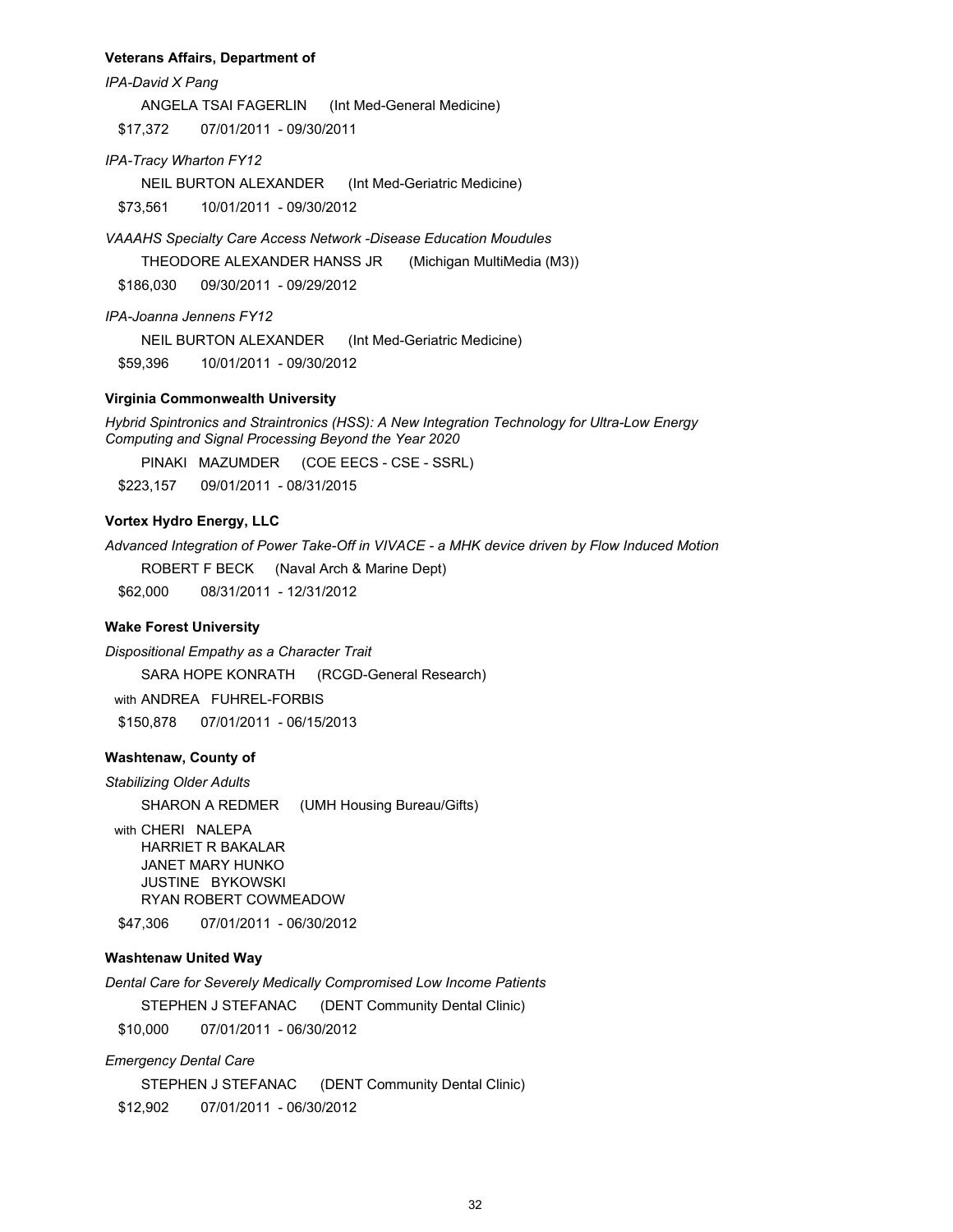**Veterans Affairs, Department of**

*IPA-David X Pang*

ANGELA TSAI FAGERLIN (Int Med-General Medicine)

$17,372 07/01/2011 - 09/30/2011

*IPA-Tracy Wharton FY12*

NEIL BURTON ALEXANDER (Int Med-Geriatric Medicine)

$73,561 10/01/2011 - 09/30/2012

*VAAAHS Specialty Care Access Network -Disease Education Moudules*

THEODORE ALEXANDER HANSS JR (Michigan MultiMedia (M3))

$186,030 09/30/2011 - 09/29/2012

*IPA-Joanna Jennens FY12*

NEIL BURTON ALEXANDER (Int Med-Geriatric Medicine)

$59,396 10/01/2011 - 09/30/2012

**Virginia Commonwealth University**

*Hybrid Spintronics and Straintronics (HSS): A New Integration Technology for Ultra-Low Energy Computing and Signal Processing Beyond the Year 2020*

PINAKI MAZUMDER (COE EECS - CSE - SSRL)

$223,157 09/01/2011 - 08/31/2015

**Vortex Hydro Energy, LLC**

*Advanced Integration of Power Take-Off in VIVACE - a MHK device driven by Flow Induced Motion*

ROBERT F BECK (Naval Arch & Marine Dept)

$62,000 08/31/2011 - 12/31/2012

**Wake Forest University**

*Dispositional Empathy as a Character Trait*

SARA HOPE KONRATH (RCGD-General Research)

with ANDREA FUHREL-FORBIS

$150,878 07/01/2011 - 06/15/2013

**Washtenaw, County of**

*Stabilizing Older Adults*

SHARON A REDMER (UMH Housing Bureau/Gifts)

with CHERI NALEPA
HARRIET R BAKALAR
JANET MARY HUNKO
JUSTINE BYKOWSKI
RYAN ROBERT COWMEADOW

$47,306 07/01/2011 - 06/30/2012

**Washtenaw United Way**

*Dental Care for Severely Medically Compromised Low Income Patients*

STEPHEN J STEFANAC (DENT Community Dental Clinic)

$10,000 07/01/2011 - 06/30/2012

*Emergency Dental Care*

STEPHEN J STEFANAC (DENT Community Dental Clinic)

$12,902 07/01/2011 - 06/30/2012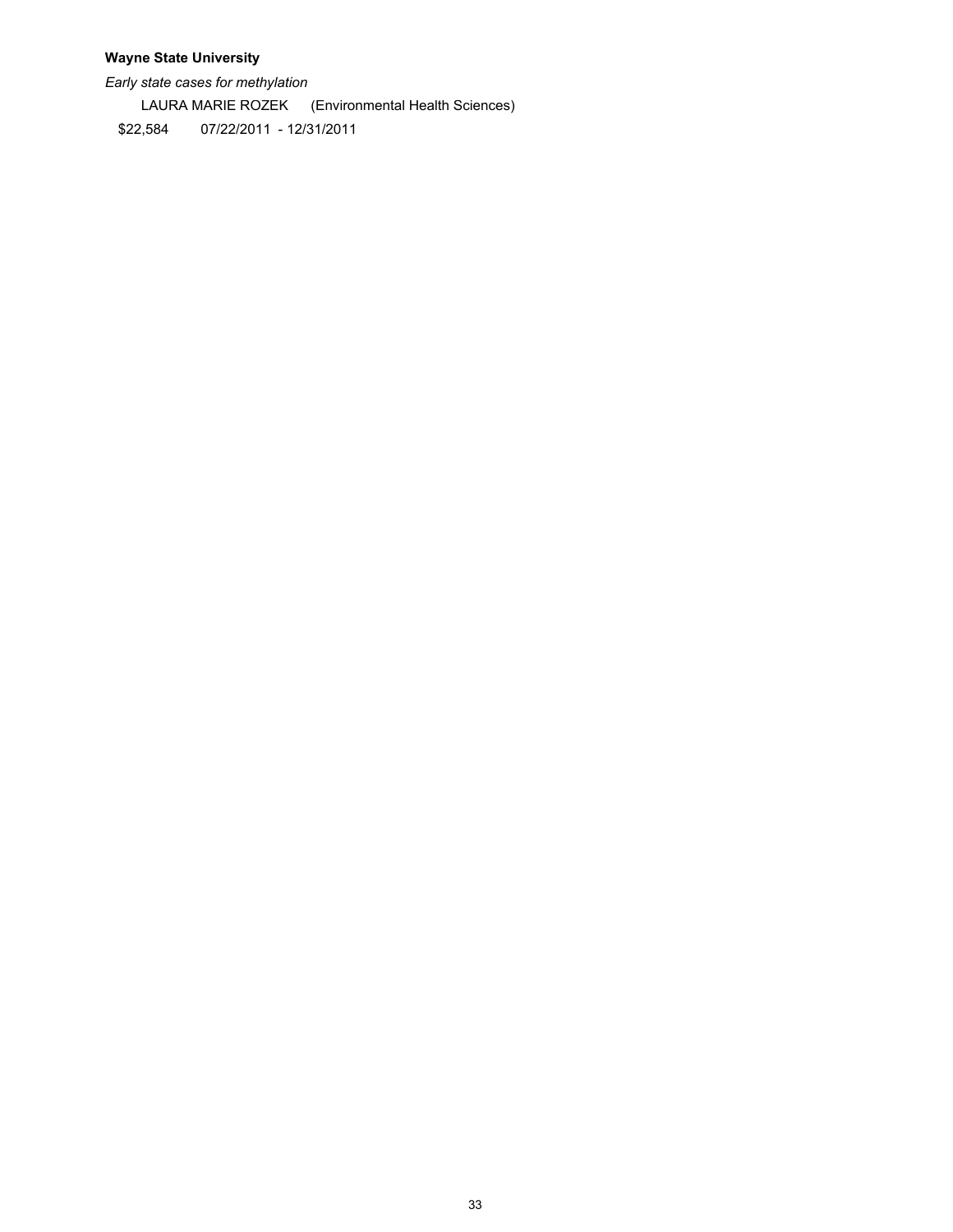**Wayne State University**

*Early state cases for methylation*

LAURA MARIE ROZEK (Environmental Health Sciences)

$22,584 07/22/2011 - 12/31/2011